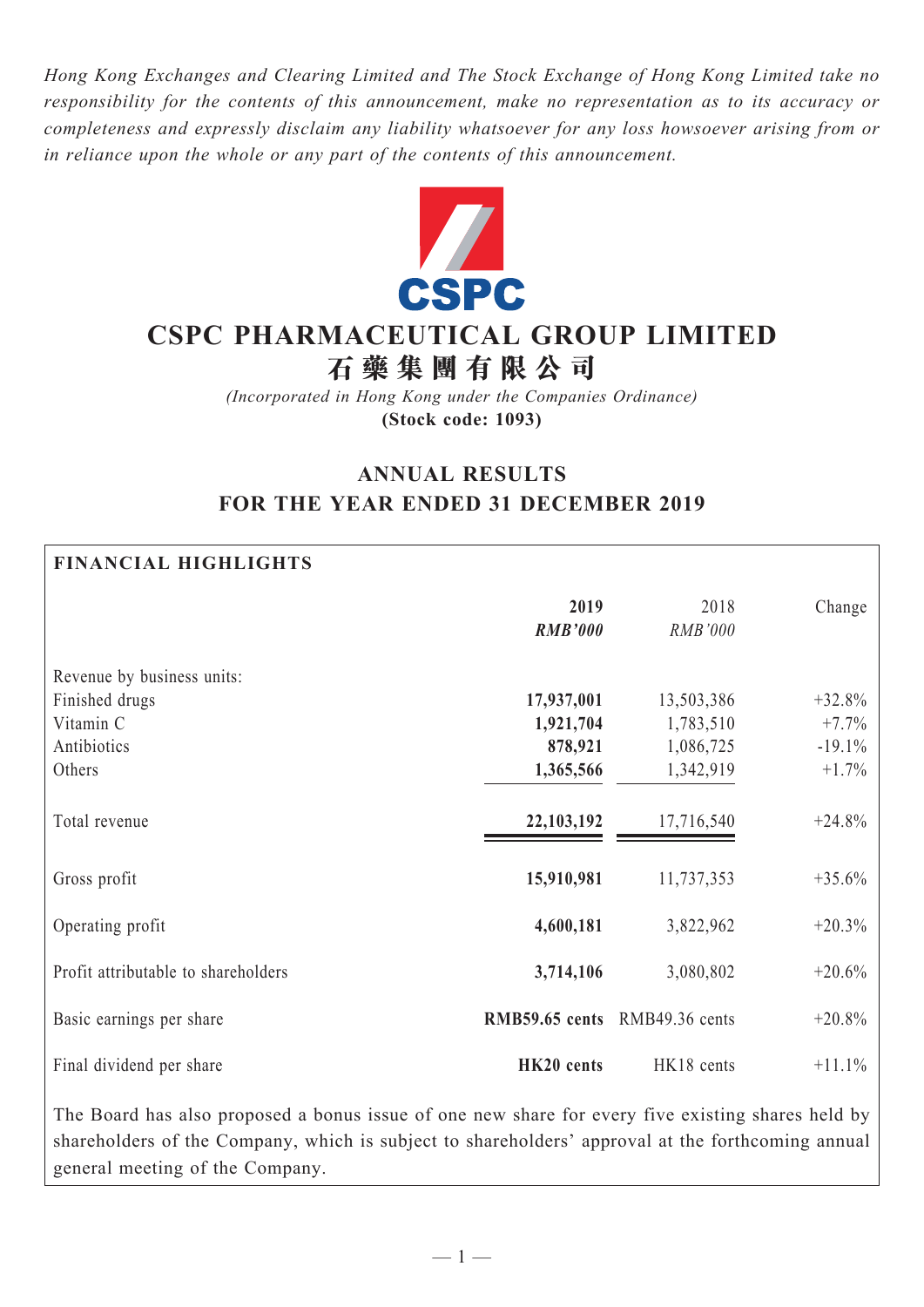*Hong Kong Exchanges and Clearing Limited and The Stock Exchange of Hong Kong Limited take no responsibility for the contents of this announcement, make no representation as to its accuracy or completeness and expressly disclaim any liability whatsoever for any loss howsoever arising from or in reliance upon the whole or any part of the contents of this announcement.*

# CSPC PHARMACEUTICAL GROUP LIMITED
# 石藥集團有限公司

*(Incorporated in Hong Kong under the Companies Ordinance)*
**(Stock code: 1093)**

## ANNUAL RESULTS
## FOR THE YEAR ENDED 31 DECEMBER 2019

### FINANCIAL HIGHLIGHTS

| | **2019** | 2018 | Change |
|---|---|---|---|
| | ***RMB'000*** | *RMB'000* | |
| Revenue by business units: | | | |
| Finished drugs | **17,937,001** | 13,503,386 | +32.8% |
| Vitamin C | **1,921,704** | 1,783,510 | +7.7% |
| Antibiotics | **878,921** | 1,086,725 | -19.1% |
| Others | **1,365,566** | 1,342,919 | +1.7% |
| Total revenue | **22,103,192** | 17,716,540 | +24.8% |
| Gross profit | **15,910,981** | 11,737,353 | +35.6% |
| Operating profit | **4,600,181** | 3,822,962 | +20.3% |
| Profit attributable to shareholders | **3,714,106** | 3,080,802 | +20.6% |
| Basic earnings per share | **RMB59.65 cents** | RMB49.36 cents | +20.8% |
| Final dividend per share | **HK20 cents** | HK18 cents | +11.1% |

The Board has also proposed a bonus issue of one new share for every five existing shares held by shareholders of the Company, which is subject to shareholders' approval at the forthcoming annual general meeting of the Company.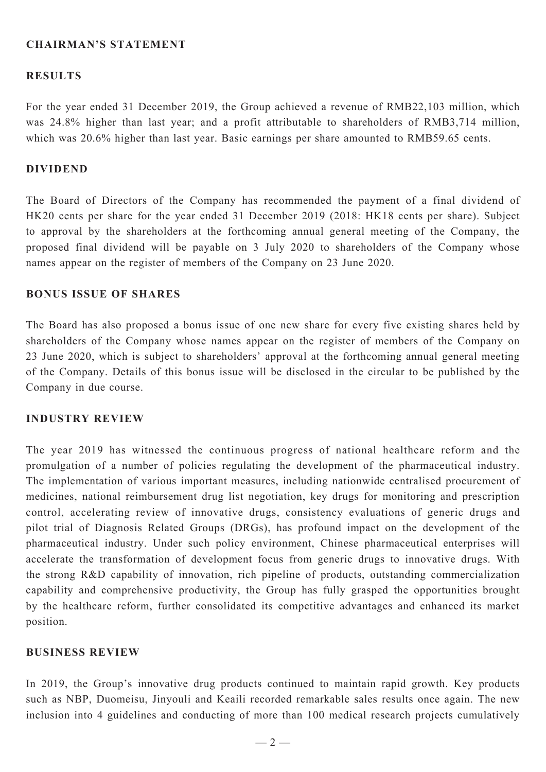## CHAIRMAN'S STATEMENT

### RESULTS

For the year ended 31 December 2019, the Group achieved a revenue of RMB22,103 million, which was 24.8% higher than last year; and a profit attributable to shareholders of RMB3,714 million, which was 20.6% higher than last year. Basic earnings per share amounted to RMB59.65 cents.

### DIVIDEND

The Board of Directors of the Company has recommended the payment of a final dividend of HK20 cents per share for the year ended 31 December 2019 (2018: HK18 cents per share). Subject to approval by the shareholders at the forthcoming annual general meeting of the Company, the proposed final dividend will be payable on 3 July 2020 to shareholders of the Company whose names appear on the register of members of the Company on 23 June 2020.

### BONUS ISSUE OF SHARES

The Board has also proposed a bonus issue of one new share for every five existing shares held by shareholders of the Company whose names appear on the register of members of the Company on 23 June 2020, which is subject to shareholders' approval at the forthcoming annual general meeting of the Company. Details of this bonus issue will be disclosed in the circular to be published by the Company in due course.

### INDUSTRY REVIEW

The year 2019 has witnessed the continuous progress of national healthcare reform and the promulgation of a number of policies regulating the development of the pharmaceutical industry. The implementation of various important measures, including nationwide centralised procurement of medicines, national reimbursement drug list negotiation, key drugs for monitoring and prescription control, accelerating review of innovative drugs, consistency evaluations of generic drugs and pilot trial of Diagnosis Related Groups (DRGs), has profound impact on the development of the pharmaceutical industry. Under such policy environment, Chinese pharmaceutical enterprises will accelerate the transformation of development focus from generic drugs to innovative drugs. With the strong R&D capability of innovation, rich pipeline of products, outstanding commercialization capability and comprehensive productivity, the Group has fully grasped the opportunities brought by the healthcare reform, further consolidated its competitive advantages and enhanced its market position.

### BUSINESS REVIEW

In 2019, the Group's innovative drug products continued to maintain rapid growth. Key products such as NBP, Duomeisu, Jinyouli and Keaili recorded remarkable sales results once again. The new inclusion into 4 guidelines and conducting of more than 100 medical research projects cumulatively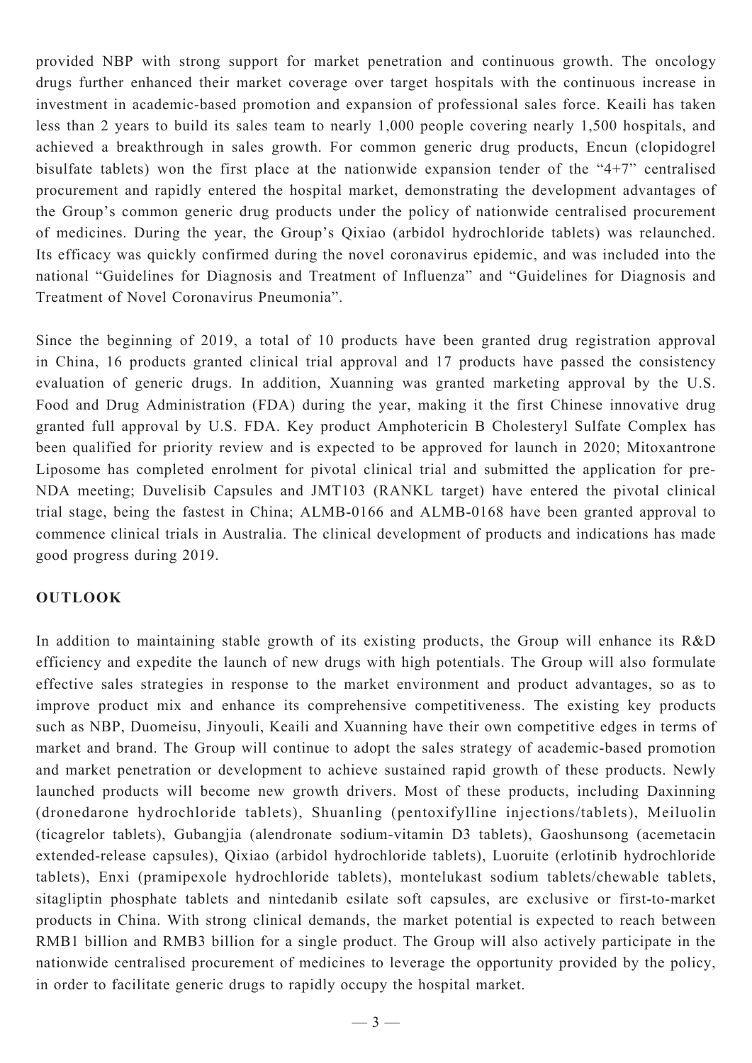provided NBP with strong support for market penetration and continuous growth. The oncology drugs further enhanced their market coverage over target hospitals with the continuous increase in investment in academic-based promotion and expansion of professional sales force. Keaili has taken less than 2 years to build its sales team to nearly 1,000 people covering nearly 1,500 hospitals, and achieved a breakthrough in sales growth. For common generic drug products, Encun (clopidogrel bisulfate tablets) won the first place at the nationwide expansion tender of the "4+7" centralised procurement and rapidly entered the hospital market, demonstrating the development advantages of the Group's common generic drug products under the policy of nationwide centralised procurement of medicines. During the year, the Group's Qixiao (arbidol hydrochloride tablets) was relaunched. Its efficacy was quickly confirmed during the novel coronavirus epidemic, and was included into the national "Guidelines for Diagnosis and Treatment of Influenza" and "Guidelines for Diagnosis and Treatment of Novel Coronavirus Pneumonia".

Since the beginning of 2019, a total of 10 products have been granted drug registration approval in China, 16 products granted clinical trial approval and 17 products have passed the consistency evaluation of generic drugs. In addition, Xuanning was granted marketing approval by the U.S. Food and Drug Administration (FDA) during the year, making it the first Chinese innovative drug granted full approval by U.S. FDA. Key product Amphotericin B Cholesteryl Sulfate Complex has been qualified for priority review and is expected to be approved for launch in 2020; Mitoxantrone Liposome has completed enrolment for pivotal clinical trial and submitted the application for pre-NDA meeting; Duvelisib Capsules and JMT103 (RANKL target) have entered the pivotal clinical trial stage, being the fastest in China; ALMB-0166 and ALMB-0168 have been granted approval to commence clinical trials in Australia. The clinical development of products and indications has made good progress during 2019.

## OUTLOOK

In addition to maintaining stable growth of its existing products, the Group will enhance its R&D efficiency and expedite the launch of new drugs with high potentials. The Group will also formulate effective sales strategies in response to the market environment and product advantages, so as to improve product mix and enhance its comprehensive competitiveness. The existing key products such as NBP, Duomeisu, Jinyouli, Keaili and Xuanning have their own competitive edges in terms of market and brand. The Group will continue to adopt the sales strategy of academic-based promotion and market penetration or development to achieve sustained rapid growth of these products. Newly launched products will become new growth drivers. Most of these products, including Daxinning (dronedarone hydrochloride tablets), Shuanling (pentoxifylline injections/tablets), Meiluolin (ticagrelor tablets), Gubangjia (alendronate sodium-vitamin D3 tablets), Gaoshunsong (acemetacin extended-release capsules), Qixiao (arbidol hydrochloride tablets), Luoruite (erlotinib hydrochloride tablets), Enxi (pramipexole hydrochloride tablets), montelukast sodium tablets/chewable tablets, sitagliptin phosphate tablets and nintedanib esilate soft capsules, are exclusive or first-to-market products in China. With strong clinical demands, the market potential is expected to reach between RMB1 billion and RMB3 billion for a single product. The Group will also actively participate in the nationwide centralised procurement of medicines to leverage the opportunity provided by the policy, in order to facilitate generic drugs to rapidly occupy the hospital market.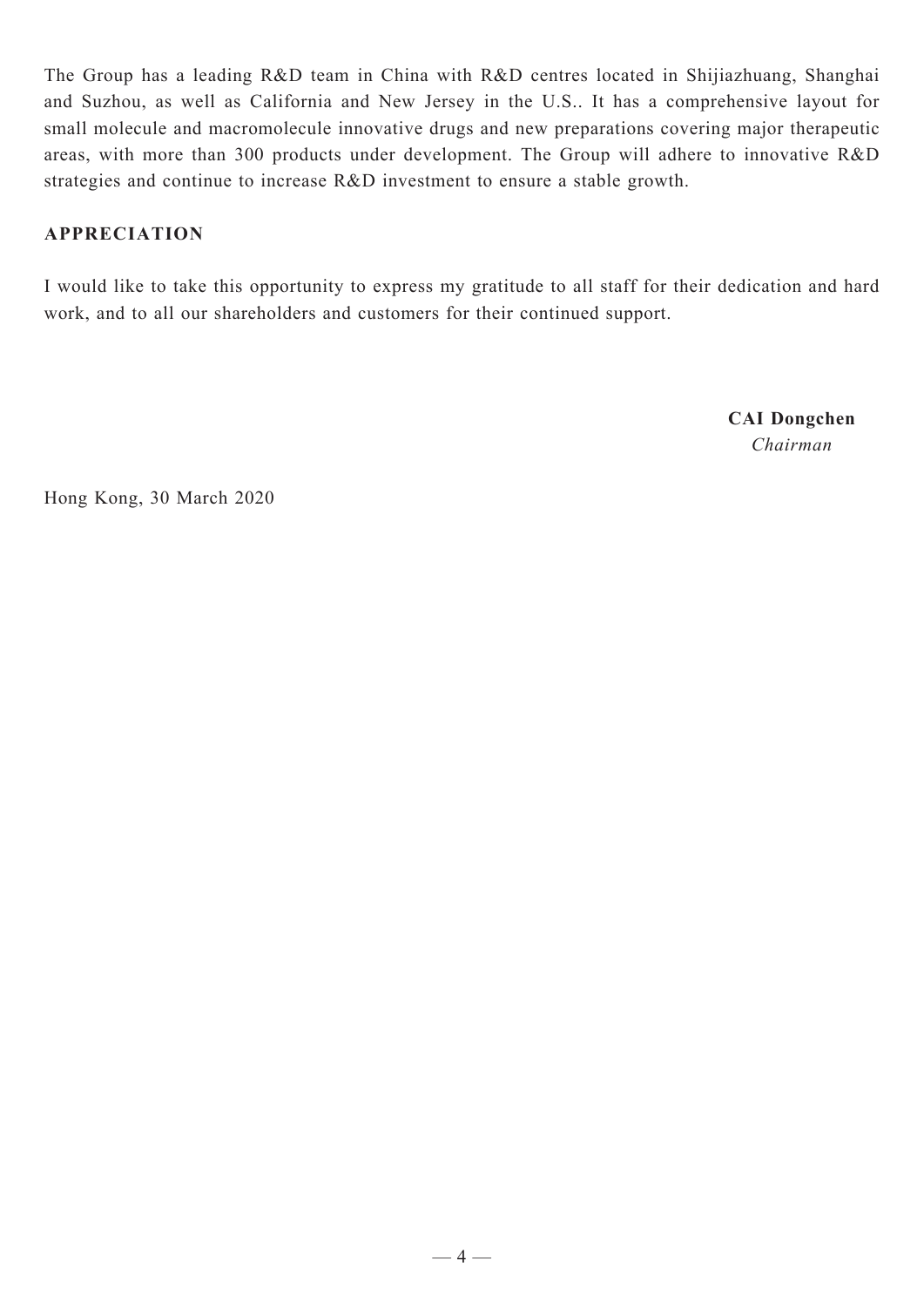The Group has a leading R&D team in China with R&D centres located in Shijiazhuang, Shanghai and Suzhou, as well as California and New Jersey in the U.S.. It has a comprehensive layout for small molecule and macromolecule innovative drugs and new preparations covering major therapeutic areas, with more than 300 products under development. The Group will adhere to innovative R&D strategies and continue to increase R&D investment to ensure a stable growth.

## APPRECIATION

I would like to take this opportunity to express my gratitude to all staff for their dedication and hard work, and to all our shareholders and customers for their continued support.

**CAI Dongchen**
*Chairman*

Hong Kong, 30 March 2020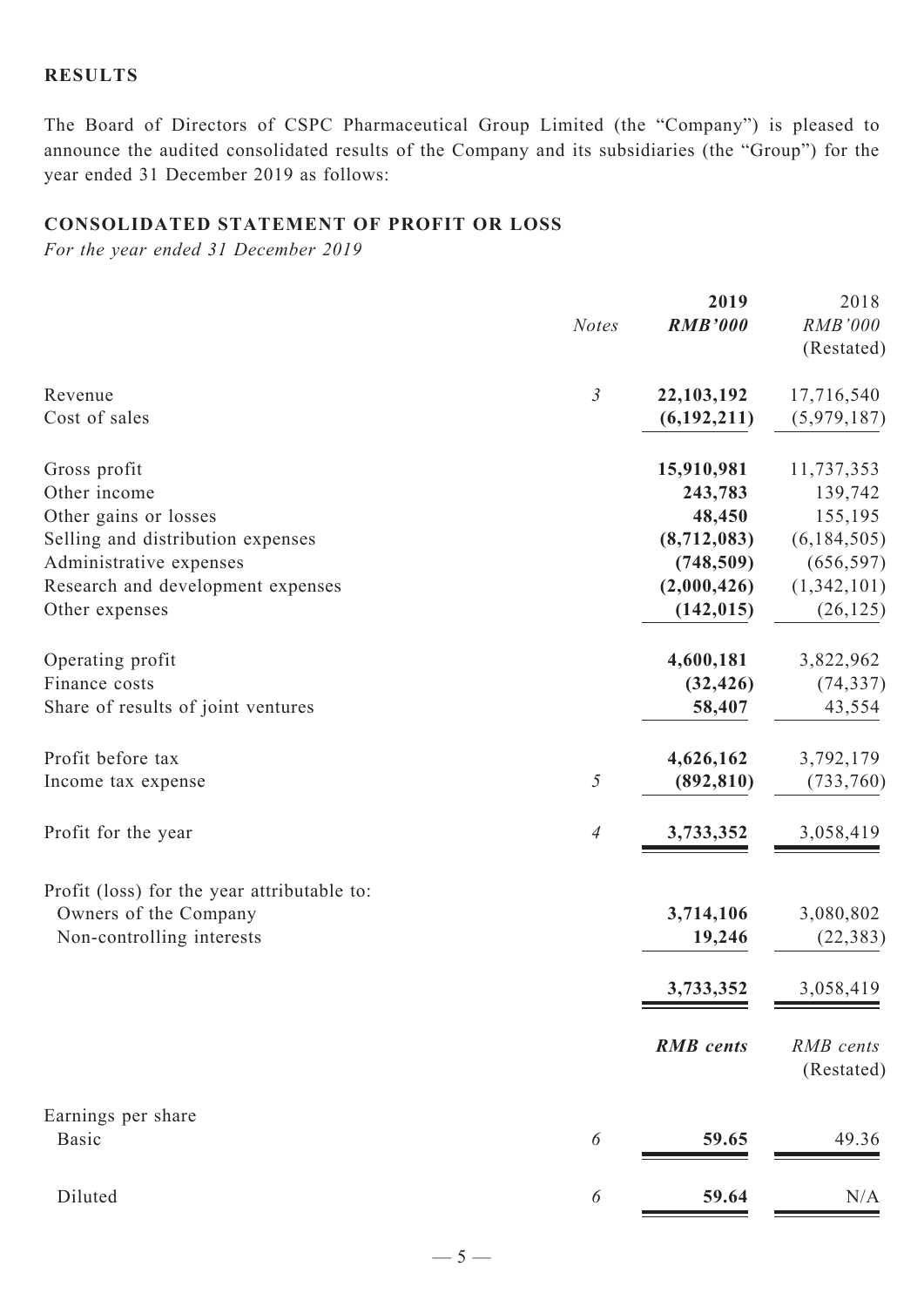## RESULTS

The Board of Directors of CSPC Pharmaceutical Group Limited (the "Company") is pleased to announce the audited consolidated results of the Company and its subsidiaries (the "Group") for the year ended 31 December 2019 as follows:

## CONSOLIDATED STATEMENT OF PROFIT OR LOSS

*For the year ended 31 December 2019*

| | *Notes* | **2019** | 2018 |
|---|---|---|---|
| | | ***RMB'000*** | *RMB'000* |
| | | | (Restated) |
| Revenue | *3* | **22,103,192** | 17,716,540 |
| Cost of sales | | **(6,192,211)** | (5,979,187) |
| Gross profit | | **15,910,981** | 11,737,353 |
| Other income | | **243,783** | 139,742 |
| Other gains or losses | | **48,450** | 155,195 |
| Selling and distribution expenses | | **(8,712,083)** | (6,184,505) |
| Administrative expenses | | **(748,509)** | (656,597) |
| Research and development expenses | | **(2,000,426)** | (1,342,101) |
| Other expenses | | **(142,015)** | (26,125) |
| Operating profit | | **4,600,181** | 3,822,962 |
| Finance costs | | **(32,426)** | (74,337) |
| Share of results of joint ventures | | **58,407** | 43,554 |
| Profit before tax | | **4,626,162** | 3,792,179 |
| Income tax expense | *5* | **(892,810)** | (733,760) |
| Profit for the year | *4* | **3,733,352** | 3,058,419 |
| Profit (loss) for the year attributable to: | | | |
| Owners of the Company | | **3,714,106** | 3,080,802 |
| Non-controlling interests | | **19,246** | (22,383) |
| | | **3,733,352** | 3,058,419 |
| | | ***RMB cents*** | *RMB cents* |
| | | | (Restated) |
| Earnings per share | | | |
| Basic | *6* | **59.65** | 49.36 |
| Diluted | *6* | **59.64** | N/A |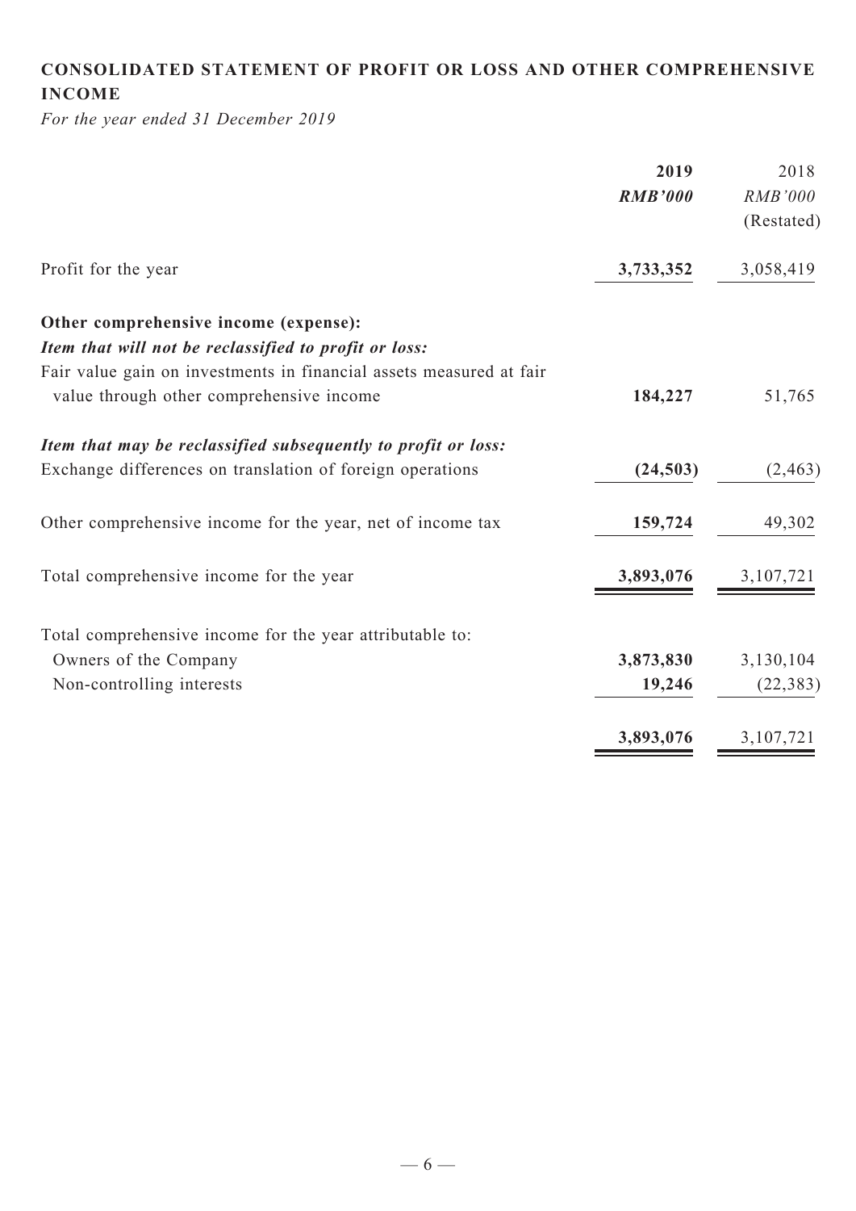## CONSOLIDATED STATEMENT OF PROFIT OR LOSS AND OTHER COMPREHENSIVE INCOME

*For the year ended 31 December 2019*

| | **2019** | 2018 |
|---|---|---|
| | ***RMB'000*** | *RMB'000* |
| | | (Restated) |
| Profit for the year | **3,733,352** | 3,058,419 |
| **Other comprehensive income (expense):** | | |
| ***Item that will not be reclassified to profit or loss:*** | | |
| Fair value gain on investments in financial assets measured at fair value through other comprehensive income | **184,227** | 51,765 |
| ***Item that may be reclassified subsequently to profit or loss:*** | | |
| Exchange differences on translation of foreign operations | **(24,503)** | (2,463) |
| Other comprehensive income for the year, net of income tax | **159,724** | 49,302 |
| Total comprehensive income for the year | **3,893,076** | 3,107,721 |
| Total comprehensive income for the year attributable to: | | |
| Owners of the Company | **3,873,830** | 3,130,104 |
| Non-controlling interests | **19,246** | (22,383) |
| | **3,893,076** | 3,107,721 |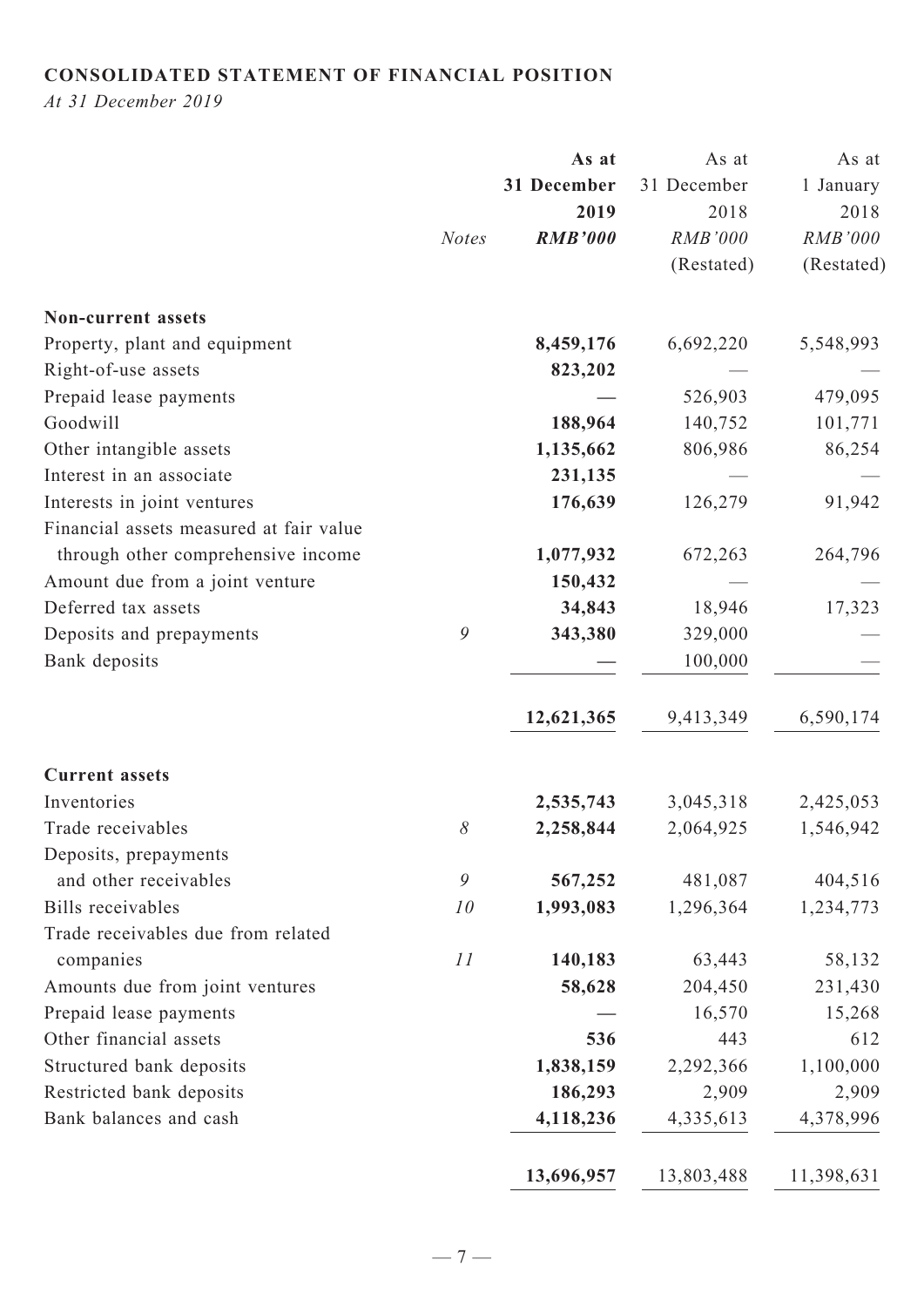**CONSOLIDATED STATEMENT OF FINANCIAL POSITION**

*At 31 December 2019*

| | *Notes* | **As at 31 December 2019** ***RMB'000*** | As at 31 December 2018 *RMB'000* (Restated) | As at 1 January 2018 *RMB'000* (Restated) |
|---|---|---|---|---|
| **Non-current assets** | | | | |
| Property, plant and equipment | | **8,459,176** | 6,692,220 | 5,548,993 |
| Right-of-use assets | | **823,202** | — | — |
| Prepaid lease payments | | **—** | 526,903 | 479,095 |
| Goodwill | | **188,964** | 140,752 | 101,771 |
| Other intangible assets | | **1,135,662** | 806,986 | 86,254 |
| Interest in an associate | | **231,135** | — | — |
| Interests in joint ventures | | **176,639** | 126,279 | 91,942 |
| Financial assets measured at fair value through other comprehensive income | | **1,077,932** | 672,263 | 264,796 |
| Amount due from a joint venture | | **150,432** | — | — |
| Deferred tax assets | | **34,843** | 18,946 | 17,323 |
| Deposits and prepayments | 9 | **343,380** | 329,000 | — |
| Bank deposits | | **—** | 100,000 | — |
| | | **12,621,365** | 9,413,349 | 6,590,174 |
| **Current assets** | | | | |
| Inventories | | **2,535,743** | 3,045,318 | 2,425,053 |
| Trade receivables | 8 | **2,258,844** | 2,064,925 | 1,546,942 |
| Deposits, prepayments and other receivables | 9 | **567,252** | 481,087 | 404,516 |
| Bills receivables | 10 | **1,993,083** | 1,296,364 | 1,234,773 |
| Trade receivables due from related companies | 11 | **140,183** | 63,443 | 58,132 |
| Amounts due from joint ventures | | **58,628** | 204,450 | 231,430 |
| Prepaid lease payments | | **—** | 16,570 | 15,268 |
| Other financial assets | | **536** | 443 | 612 |
| Structured bank deposits | | **1,838,159** | 2,292,366 | 1,100,000 |
| Restricted bank deposits | | **186,293** | 2,909 | 2,909 |
| Bank balances and cash | | **4,118,236** | 4,335,613 | 4,378,996 |
| | | **13,696,957** | 13,803,488 | 11,398,631 |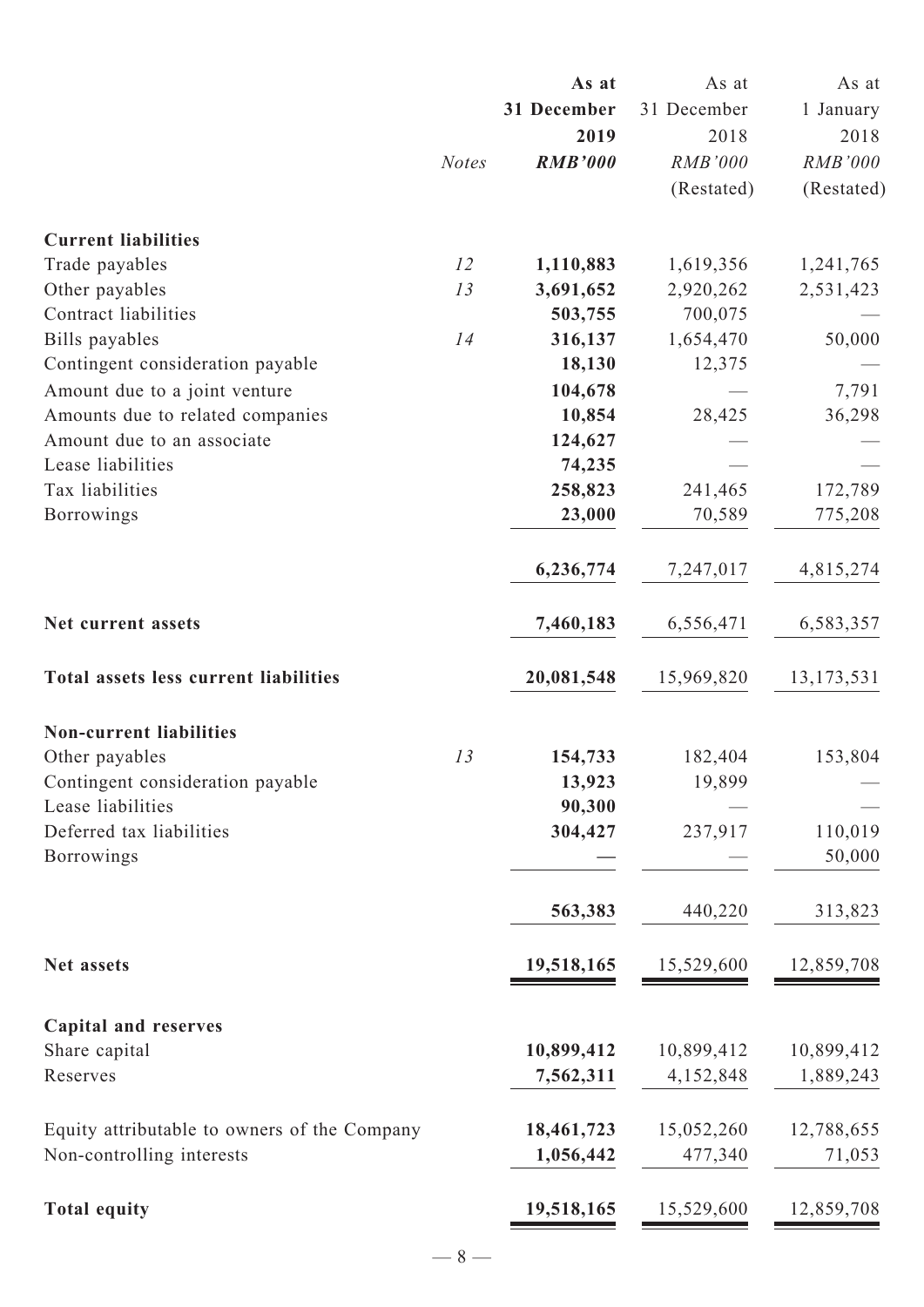| | Notes | As at 31 December 2019 RMB'000 | As at 31 December 2018 RMB'000 (Restated) | As at 1 January 2018 RMB'000 (Restated) |
|---|---|---|---|---|
| **Current liabilities** | | | | |
| Trade payables | 12 | **1,110,883** | 1,619,356 | 1,241,765 |
| Other payables | 13 | **3,691,652** | 2,920,262 | 2,531,423 |
| Contract liabilities | | **503,755** | 700,075 | — |
| Bills payables | 14 | **316,137** | 1,654,470 | 50,000 |
| Contingent consideration payable | | **18,130** | 12,375 | — |
| Amount due to a joint venture | | **104,678** | — | 7,791 |
| Amounts due to related companies | | **10,854** | 28,425 | 36,298 |
| Amount due to an associate | | **124,627** | — | — |
| Lease liabilities | | **74,235** | — | — |
| Tax liabilities | | **258,823** | 241,465 | 172,789 |
| Borrowings | | **23,000** | 70,589 | 775,208 |
| | | **6,236,774** | 7,247,017 | 4,815,274 |
| **Net current assets** | | **7,460,183** | 6,556,471 | 6,583,357 |
| **Total assets less current liabilities** | | **20,081,548** | 15,969,820 | 13,173,531 |
| **Non-current liabilities** | | | | |
| Other payables | 13 | **154,733** | 182,404 | 153,804 |
| Contingent consideration payable | | **13,923** | 19,899 | — |
| Lease liabilities | | **90,300** | — | — |
| Deferred tax liabilities | | **304,427** | 237,917 | 110,019 |
| Borrowings | | **—** | — | 50,000 |
| | | **563,383** | 440,220 | 313,823 |
| **Net assets** | | **19,518,165** | 15,529,600 | 12,859,708 |
| **Capital and reserves** | | | | |
| Share capital | | **10,899,412** | 10,899,412 | 10,899,412 |
| Reserves | | **7,562,311** | 4,152,848 | 1,889,243 |
| Equity attributable to owners of the Company | | **18,461,723** | 15,052,260 | 12,788,655 |
| Non-controlling interests | | **1,056,442** | 477,340 | 71,053 |
| **Total equity** | | **19,518,165** | 15,529,600 | 12,859,708 |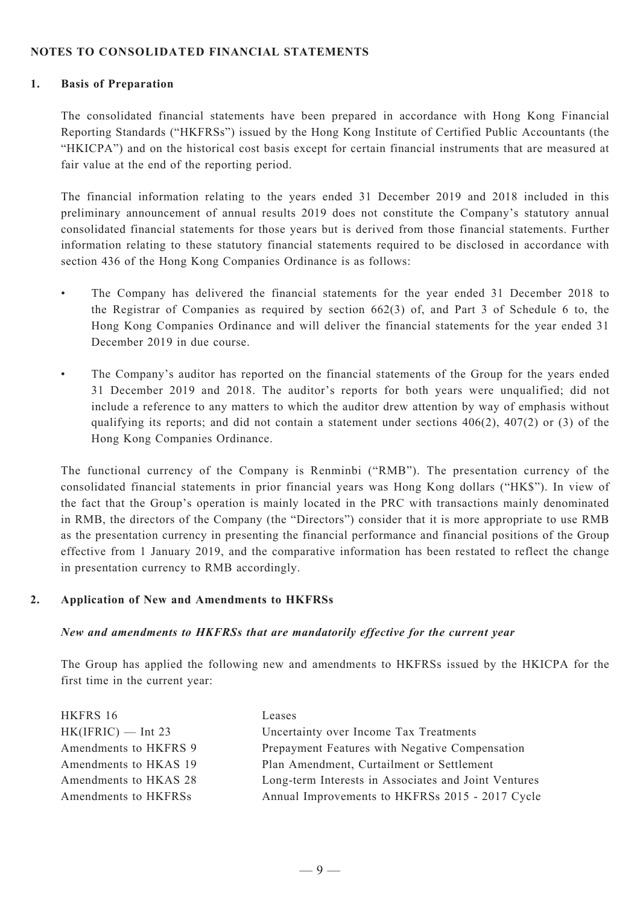## NOTES TO CONSOLIDATED FINANCIAL STATEMENTS

### 1. Basis of Preparation

The consolidated financial statements have been prepared in accordance with Hong Kong Financial Reporting Standards ("HKFRSs") issued by the Hong Kong Institute of Certified Public Accountants (the "HKICPA") and on the historical cost basis except for certain financial instruments that are measured at fair value at the end of the reporting period.

The financial information relating to the years ended 31 December 2019 and 2018 included in this preliminary announcement of annual results 2019 does not constitute the Company's statutory annual consolidated financial statements for those years but is derived from those financial statements. Further information relating to these statutory financial statements required to be disclosed in accordance with section 436 of the Hong Kong Companies Ordinance is as follows:

- The Company has delivered the financial statements for the year ended 31 December 2018 to the Registrar of Companies as required by section 662(3) of, and Part 3 of Schedule 6 to, the Hong Kong Companies Ordinance and will deliver the financial statements for the year ended 31 December 2019 in due course.
- The Company's auditor has reported on the financial statements of the Group for the years ended 31 December 2019 and 2018. The auditor's reports for both years were unqualified; did not include a reference to any matters to which the auditor drew attention by way of emphasis without qualifying its reports; and did not contain a statement under sections 406(2), 407(2) or (3) of the Hong Kong Companies Ordinance.

The functional currency of the Company is Renminbi ("RMB"). The presentation currency of the consolidated financial statements in prior financial years was Hong Kong dollars ("HK$"). In view of the fact that the Group's operation is mainly located in the PRC with transactions mainly denominated in RMB, the directors of the Company (the "Directors") consider that it is more appropriate to use RMB as the presentation currency in presenting the financial performance and financial positions of the Group effective from 1 January 2019, and the comparative information has been restated to reflect the change in presentation currency to RMB accordingly.

### 2. Application of New and Amendments to HKFRSs

***New and amendments to HKFRSs that are mandatorily effective for the current year***

The Group has applied the following new and amendments to HKFRSs issued by the HKICPA for the first time in the current year:

| | |
|---|---|
| HKFRS 16 | Leases |
| HK(IFRIC) — Int 23 | Uncertainty over Income Tax Treatments |
| Amendments to HKFRS 9 | Prepayment Features with Negative Compensation |
| Amendments to HKAS 19 | Plan Amendment, Curtailment or Settlement |
| Amendments to HKAS 28 | Long-term Interests in Associates and Joint Ventures |
| Amendments to HKFRSs | Annual Improvements to HKFRSs 2015 - 2017 Cycle |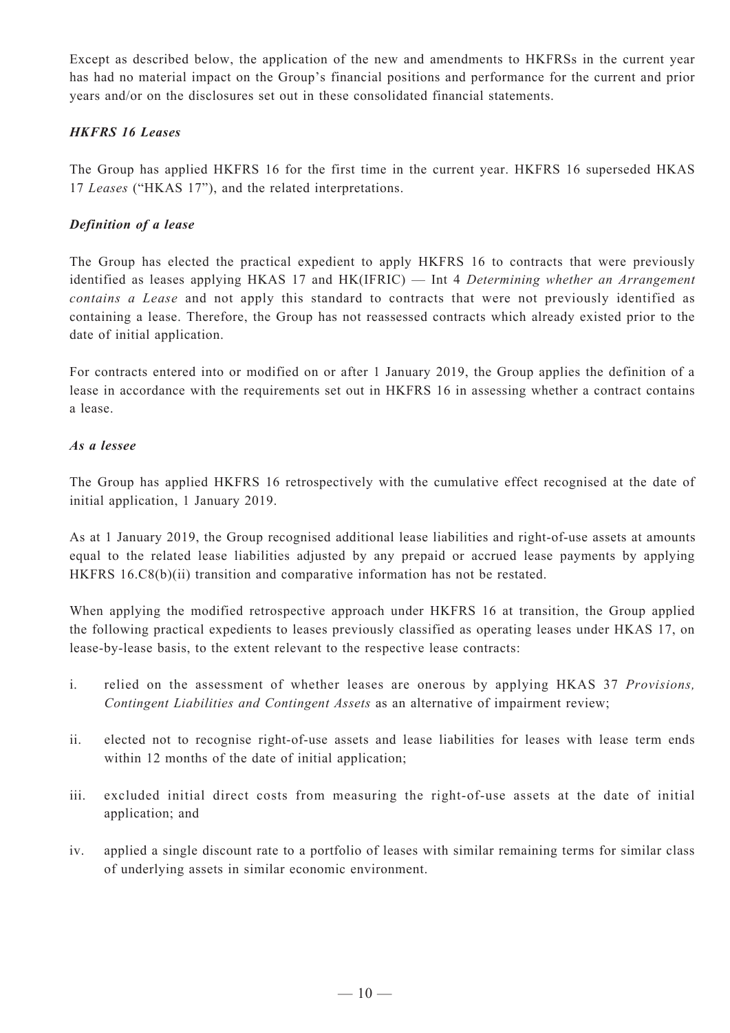Except as described below, the application of the new and amendments to HKFRSs in the current year has had no material impact on the Group's financial positions and performance for the current and prior years and/or on the disclosures set out in these consolidated financial statements.

***HKFRS 16 Leases***

The Group has applied HKFRS 16 for the first time in the current year. HKFRS 16 superseded HKAS 17 *Leases* ("HKAS 17"), and the related interpretations.

***Definition of a lease***

The Group has elected the practical expedient to apply HKFRS 16 to contracts that were previously identified as leases applying HKAS 17 and HK(IFRIC) — Int 4 *Determining whether an Arrangement contains a Lease* and not apply this standard to contracts that were not previously identified as containing a lease. Therefore, the Group has not reassessed contracts which already existed prior to the date of initial application.

For contracts entered into or modified on or after 1 January 2019, the Group applies the definition of a lease in accordance with the requirements set out in HKFRS 16 in assessing whether a contract contains a lease.

***As a lessee***

The Group has applied HKFRS 16 retrospectively with the cumulative effect recognised at the date of initial application, 1 January 2019.

As at 1 January 2019, the Group recognised additional lease liabilities and right-of-use assets at amounts equal to the related lease liabilities adjusted by any prepaid or accrued lease payments by applying HKFRS 16.C8(b)(ii) transition and comparative information has not be restated.

When applying the modified retrospective approach under HKFRS 16 at transition, the Group applied the following practical expedients to leases previously classified as operating leases under HKAS 17, on lease-by-lease basis, to the extent relevant to the respective lease contracts:

i. relied on the assessment of whether leases are onerous by applying HKAS 37 *Provisions, Contingent Liabilities and Contingent Assets* as an alternative of impairment review;

ii. elected not to recognise right-of-use assets and lease liabilities for leases with lease term ends within 12 months of the date of initial application;

iii. excluded initial direct costs from measuring the right-of-use assets at the date of initial application; and

iv. applied a single discount rate to a portfolio of leases with similar remaining terms for similar class of underlying assets in similar economic environment.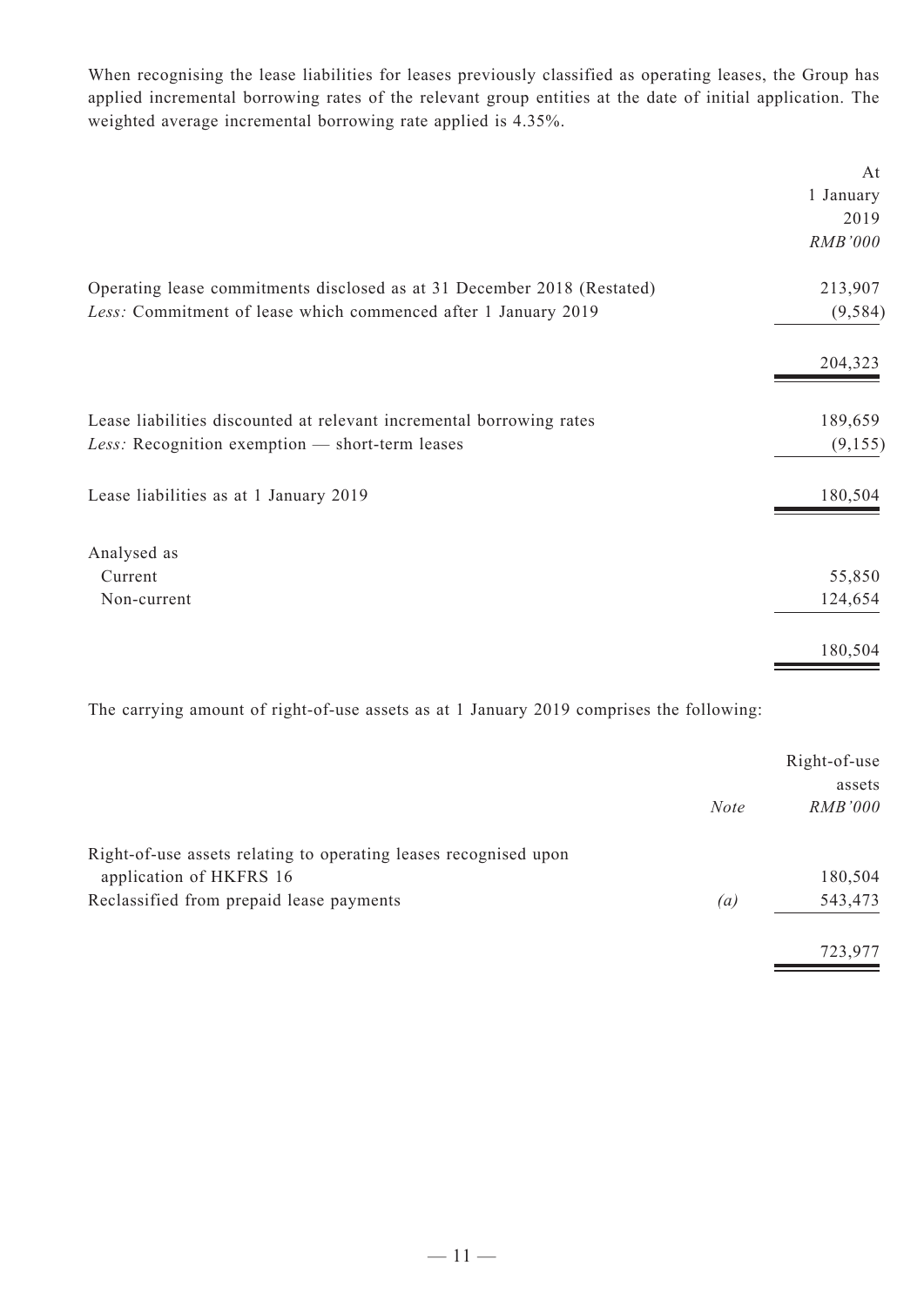When recognising the lease liabilities for leases previously classified as operating leases, the Group has applied incremental borrowing rates of the relevant group entities at the date of initial application. The weighted average incremental borrowing rate applied is 4.35%.

| | At 1 January 2019 |
|---|---|
| | *RMB'000* |
| Operating lease commitments disclosed as at 31 December 2018 (Restated) | 213,907 |
| *Less:* Commitment of lease which commenced after 1 January 2019 | (9,584) |
| | 204,323 |
| Lease liabilities discounted at relevant incremental borrowing rates | 189,659 |
| *Less:* Recognition exemption — short-term leases | (9,155) |
| Lease liabilities as at 1 January 2019 | 180,504 |
| Analysed as | |
| Current | 55,850 |
| Non-current | 124,654 |
| | 180,504 |

The carrying amount of right-of-use assets as at 1 January 2019 comprises the following:

| | *Note* | Right-of-use assets |
|---|---|---|
| | | *RMB'000* |
| Right-of-use assets relating to operating leases recognised upon application of HKFRS 16 | | 180,504 |
| Reclassified from prepaid lease payments | *(a)* | 543,473 |
| | | 723,977 |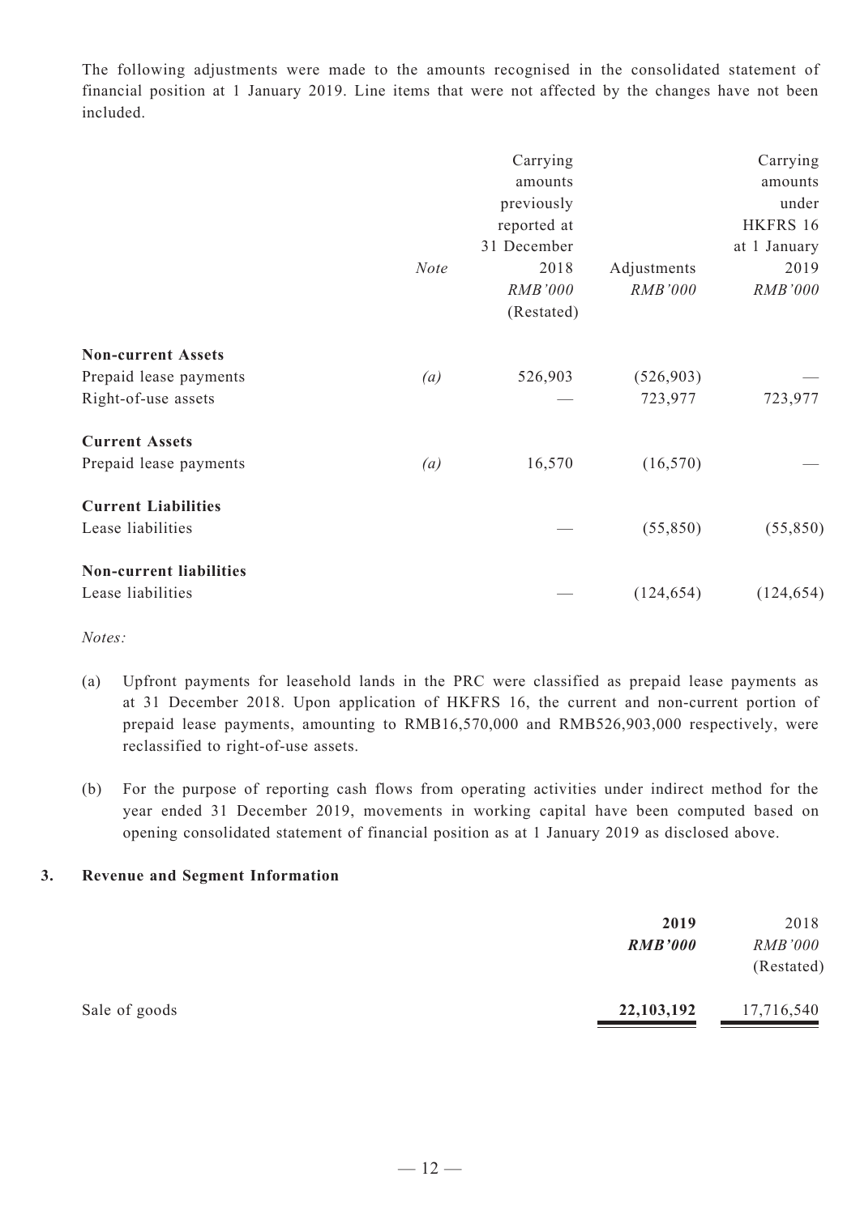The following adjustments were made to the amounts recognised in the consolidated statement of financial position at 1 January 2019. Line items that were not affected by the changes have not been included.

| | *Note* | Carrying amounts previously reported at 31 December 2018 *RMB'000* (Restated) | Adjustments *RMB'000* | Carrying amounts under HKFRS 16 at 1 January 2019 *RMB'000* |
|---|---|---|---|---|
| **Non-current Assets** | | | | |
| Prepaid lease payments | *(a)* | 526,903 | (526,903) | — |
| Right-of-use assets | | — | 723,977 | 723,977 |
| **Current Assets** | | | | |
| Prepaid lease payments | *(a)* | 16,570 | (16,570) | — |
| **Current Liabilities** | | | | |
| Lease liabilities | | — | (55,850) | (55,850) |
| **Non-current liabilities** | | | | |
| Lease liabilities | | — | (124,654) | (124,654) |

*Notes:*

(a) Upfront payments for leasehold lands in the PRC were classified as prepaid lease payments as at 31 December 2018. Upon application of HKFRS 16, the current and non-current portion of prepaid lease payments, amounting to RMB16,570,000 and RMB526,903,000 respectively, were reclassified to right-of-use assets.

(b) For the purpose of reporting cash flows from operating activities under indirect method for the year ended 31 December 2019, movements in working capital have been computed based on opening consolidated statement of financial position as at 1 January 2019 as disclosed above.

## 3. Revenue and Segment Information

| | **2019** ***RMB'000*** | 2018 *RMB'000* (Restated) |
|---|---|---|
| Sale of goods | **22,103,192** | 17,716,540 |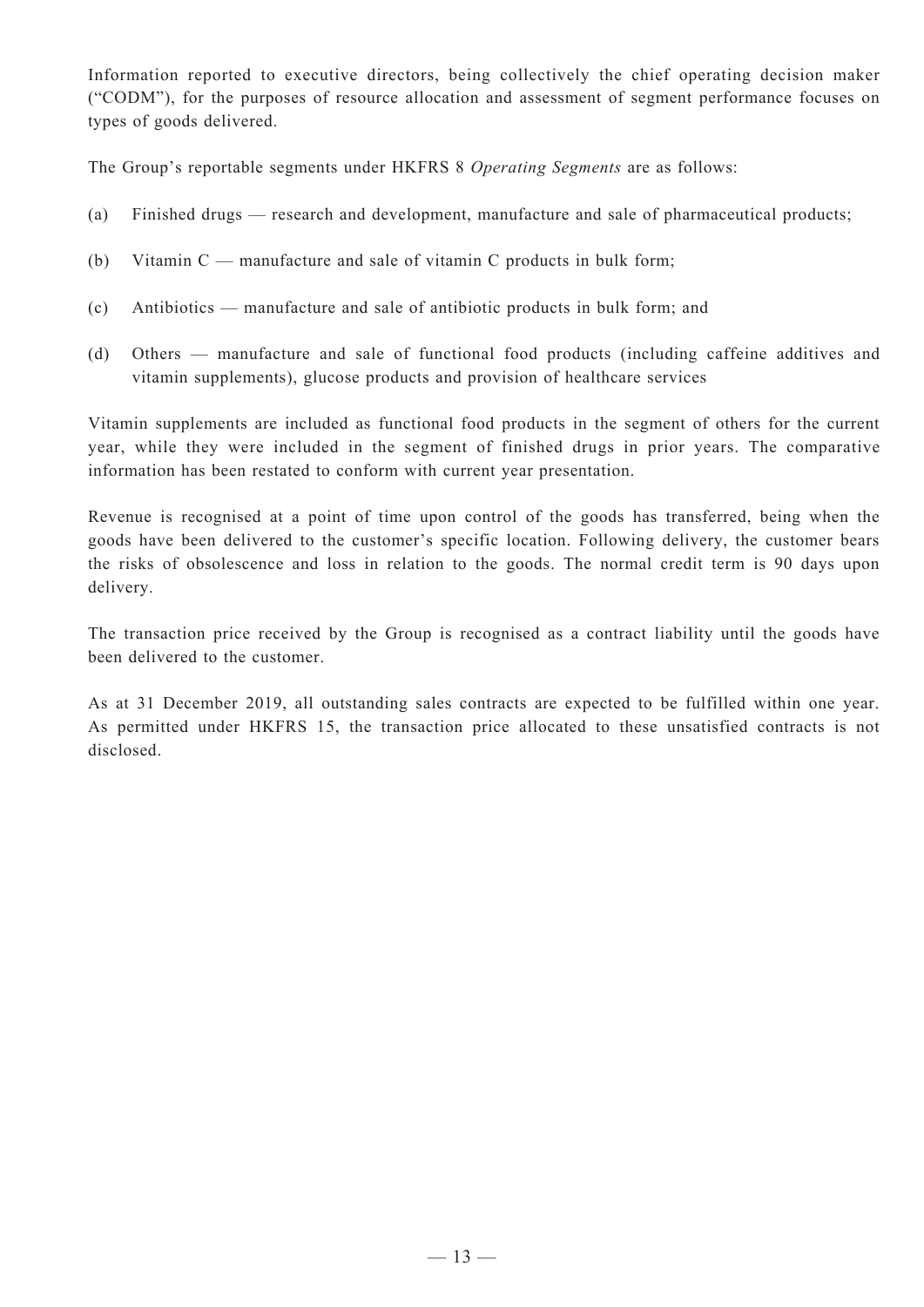Information reported to executive directors, being collectively the chief operating decision maker ("CODM"), for the purposes of resource allocation and assessment of segment performance focuses on types of goods delivered.

The Group's reportable segments under HKFRS 8 *Operating Segments* are as follows:

(a) Finished drugs — research and development, manufacture and sale of pharmaceutical products;

(b) Vitamin C — manufacture and sale of vitamin C products in bulk form;

(c) Antibiotics — manufacture and sale of antibiotic products in bulk form; and

(d) Others — manufacture and sale of functional food products (including caffeine additives and vitamin supplements), glucose products and provision of healthcare services

Vitamin supplements are included as functional food products in the segment of others for the current year, while they were included in the segment of finished drugs in prior years. The comparative information has been restated to conform with current year presentation.

Revenue is recognised at a point of time upon control of the goods has transferred, being when the goods have been delivered to the customer's specific location. Following delivery, the customer bears the risks of obsolescence and loss in relation to the goods. The normal credit term is 90 days upon delivery.

The transaction price received by the Group is recognised as a contract liability until the goods have been delivered to the customer.

As at 31 December 2019, all outstanding sales contracts are expected to be fulfilled within one year. As permitted under HKFRS 15, the transaction price allocated to these unsatisfied contracts is not disclosed.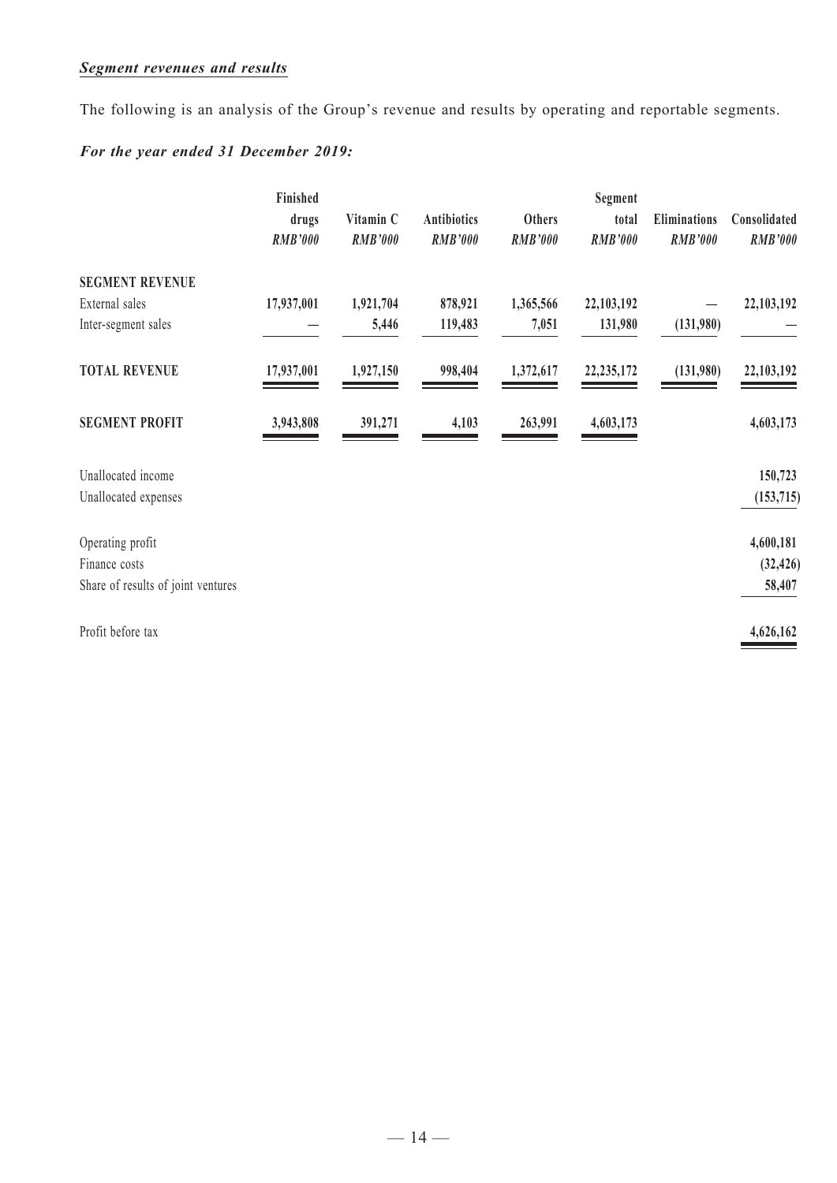***Segment revenues and results***

The following is an analysis of the Group's revenue and results by operating and reportable segments.

***For the year ended 31 December 2019:***

| | Finished drugs *RMB'000* | Vitamin C *RMB'000* | Antibiotics *RMB'000* | Others *RMB'000* | Segment total *RMB'000* | Eliminations *RMB'000* | Consolidated *RMB'000* |
|---|---|---|---|---|---|---|---|
| **SEGMENT REVENUE** | | | | | | | |
| External sales | 17,937,001 | 1,921,704 | 878,921 | 1,365,566 | 22,103,192 | — | 22,103,192 |
| Inter-segment sales | — | 5,446 | 119,483 | 7,051 | 131,980 | (131,980) | — |
| **TOTAL REVENUE** | 17,937,001 | 1,927,150 | 998,404 | 1,372,617 | 22,235,172 | (131,980) | 22,103,192 |
| **SEGMENT PROFIT** | 3,943,808 | 391,271 | 4,103 | 263,991 | 4,603,173 | | 4,603,173 |
| Unallocated income | | | | | | | 150,723 |
| Unallocated expenses | | | | | | | (153,715) |
| Operating profit | | | | | | | 4,600,181 |
| Finance costs | | | | | | | (32,426) |
| Share of results of joint ventures | | | | | | | 58,407 |
| Profit before tax | | | | | | | 4,626,162 |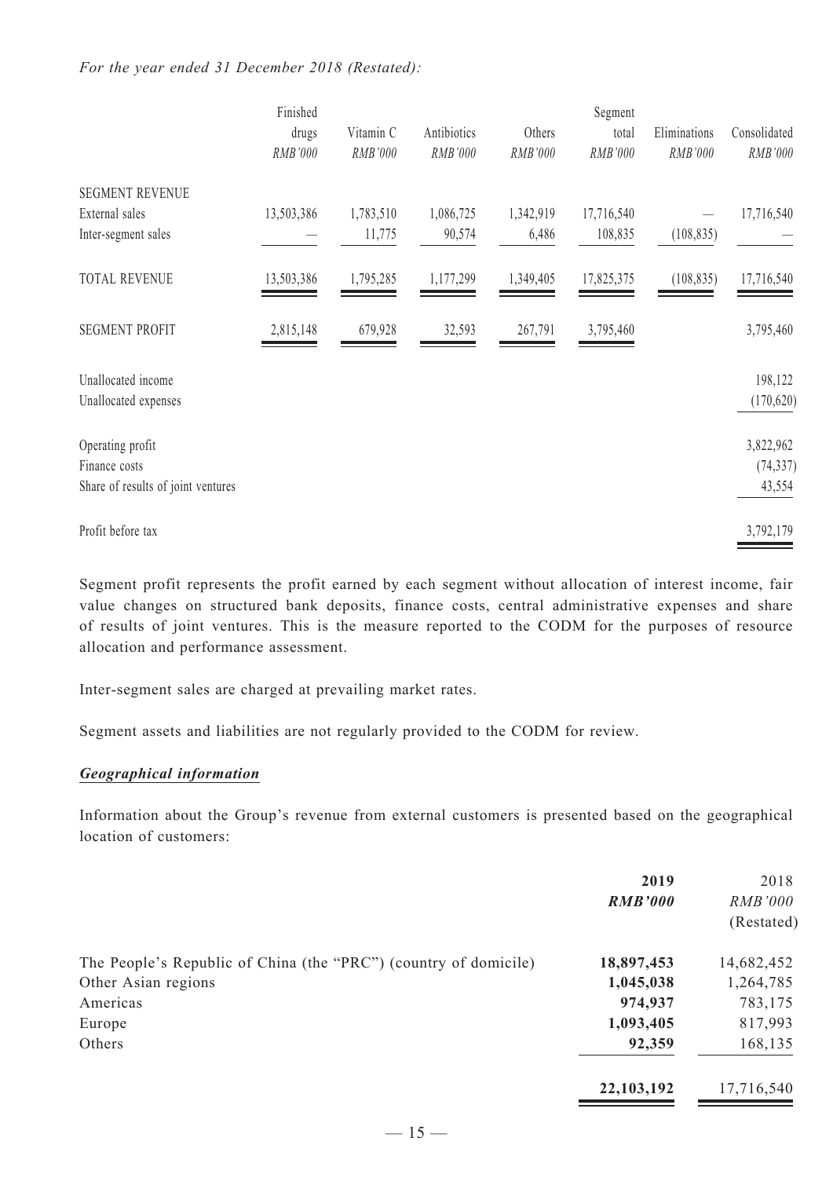*For the year ended 31 December 2018 (Restated):*

| | Finished drugs RMB'000 | Vitamin C RMB'000 | Antibiotics RMB'000 | Others RMB'000 | Segment total RMB'000 | Eliminations RMB'000 | Consolidated RMB'000 |
|---|---|---|---|---|---|---|---|
| SEGMENT REVENUE | | | | | | | |
| External sales | 13,503,386 | 1,783,510 | 1,086,725 | 1,342,919 | 17,716,540 | — | 17,716,540 |
| Inter-segment sales | — | 11,775 | 90,574 | 6,486 | 108,835 | (108,835) | — |
| TOTAL REVENUE | 13,503,386 | 1,795,285 | 1,177,299 | 1,349,405 | 17,825,375 | (108,835) | 17,716,540 |
| SEGMENT PROFIT | 2,815,148 | 679,928 | 32,593 | 267,791 | 3,795,460 | | 3,795,460 |
| Unallocated income | | | | | | | 198,122 |
| Unallocated expenses | | | | | | | (170,620) |
| Operating profit | | | | | | | 3,822,962 |
| Finance costs | | | | | | | (74,337) |
| Share of results of joint ventures | | | | | | | 43,554 |
| Profit before tax | | | | | | | 3,792,179 |

Segment profit represents the profit earned by each segment without allocation of interest income, fair value changes on structured bank deposits, finance costs, central administrative expenses and share of results of joint ventures. This is the measure reported to the CODM for the purposes of resource allocation and performance assessment.

Inter-segment sales are charged at prevailing market rates.

Segment assets and liabilities are not regularly provided to the CODM for review.

***Geographical information***

Information about the Group's revenue from external customers is presented based on the geographical location of customers:

| | **2019** ***RMB'000*** | 2018 *RMB'000* (Restated) |
|---|---|---|
| The People's Republic of China (the "PRC") (country of domicile) | **18,897,453** | 14,682,452 |
| Other Asian regions | **1,045,038** | 1,264,785 |
| Americas | **974,937** | 783,175 |
| Europe | **1,093,405** | 817,993 |
| Others | **92,359** | 168,135 |
| | **22,103,192** | 17,716,540 |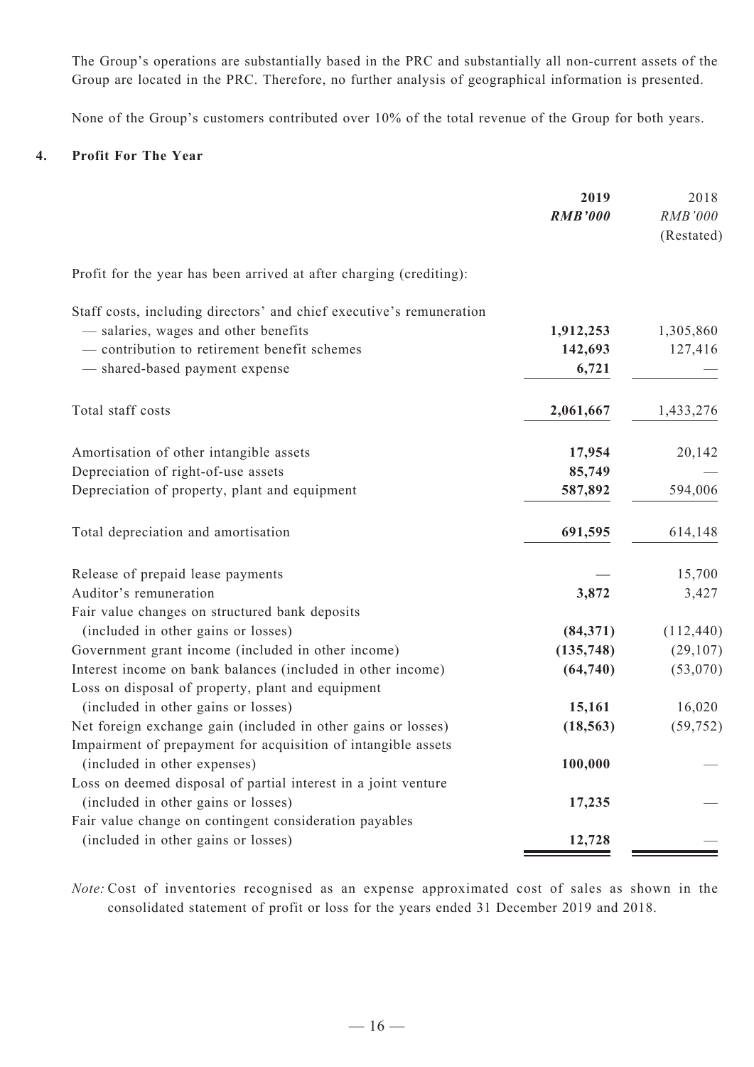The Group's operations are substantially based in the PRC and substantially all non-current assets of the Group are located in the PRC. Therefore, no further analysis of geographical information is presented.

None of the Group's customers contributed over 10% of the total revenue of the Group for both years.

## 4. Profit For The Year

| | **2019** | 2018 |
|---|---|---|
| | ***RMB'000*** | *RMB'000* |
| | | (Restated) |
| Profit for the year has been arrived at after charging (crediting): | | |
| Staff costs, including directors' and chief executive's remuneration | | |
| — salaries, wages and other benefits | **1,912,253** | 1,305,860 |
| — contribution to retirement benefit schemes | **142,693** | 127,416 |
| — shared-based payment expense | **6,721** | — |
| Total staff costs | **2,061,667** | 1,433,276 |
| Amortisation of other intangible assets | **17,954** | 20,142 |
| Depreciation of right-of-use assets | **85,749** | — |
| Depreciation of property, plant and equipment | **587,892** | 594,006 |
| Total depreciation and amortisation | **691,595** | 614,148 |
| Release of prepaid lease payments | **—** | 15,700 |
| Auditor's remuneration | **3,872** | 3,427 |
| Fair value changes on structured bank deposits (included in other gains or losses) | **(84,371)** | (112,440) |
| Government grant income (included in other income) | **(135,748)** | (29,107) |
| Interest income on bank balances (included in other income) | **(64,740)** | (53,070) |
| Loss on disposal of property, plant and equipment (included in other gains or losses) | **15,161** | 16,020 |
| Net foreign exchange gain (included in other gains or losses) | **(18,563)** | (59,752) |
| Impairment of prepayment for acquisition of intangible assets (included in other expenses) | **100,000** | — |
| Loss on deemed disposal of partial interest in a joint venture (included in other gains or losses) | **17,235** | — |
| Fair value change on contingent consideration payables (included in other gains or losses) | **12,728** | — |

*Note:* Cost of inventories recognised as an expense approximated cost of sales as shown in the consolidated statement of profit or loss for the years ended 31 December 2019 and 2018.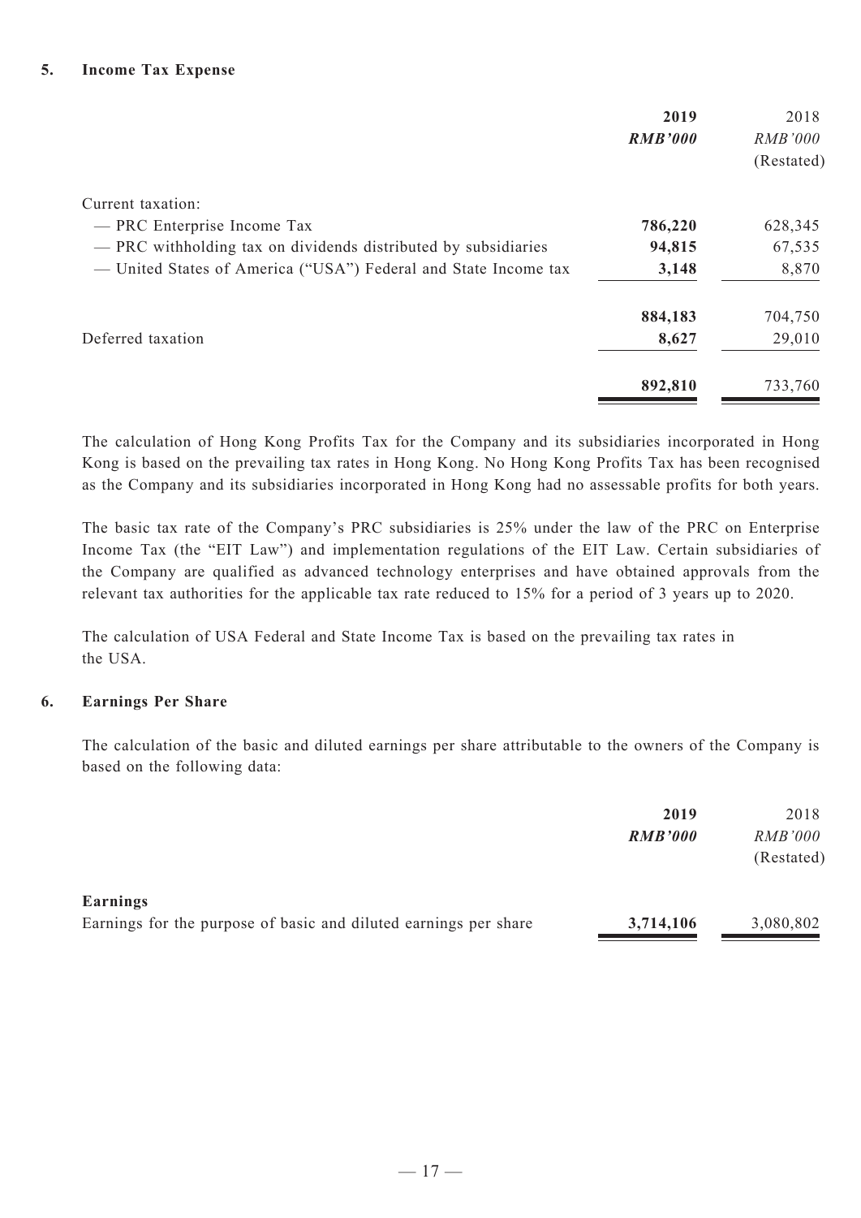## 5. Income Tax Expense

| | **2019** | 2018 |
|---|---|---|
| | ***RMB'000*** | *RMB'000* |
| | | (Restated) |
| Current taxation: | | |
| — PRC Enterprise Income Tax | **786,220** | 628,345 |
| — PRC withholding tax on dividends distributed by subsidiaries | **94,815** | 67,535 |
| — United States of America ("USA") Federal and State Income tax | **3,148** | 8,870 |
| | **884,183** | 704,750 |
| Deferred taxation | **8,627** | 29,010 |
| | **892,810** | 733,760 |

The calculation of Hong Kong Profits Tax for the Company and its subsidiaries incorporated in Hong Kong is based on the prevailing tax rates in Hong Kong. No Hong Kong Profits Tax has been recognised as the Company and its subsidiaries incorporated in Hong Kong had no assessable profits for both years.

The basic tax rate of the Company's PRC subsidiaries is 25% under the law of the PRC on Enterprise Income Tax (the "EIT Law") and implementation regulations of the EIT Law. Certain subsidiaries of the Company are qualified as advanced technology enterprises and have obtained approvals from the relevant tax authorities for the applicable tax rate reduced to 15% for a period of 3 years up to 2020.

The calculation of USA Federal and State Income Tax is based on the prevailing tax rates in the USA.

## 6. Earnings Per Share

The calculation of the basic and diluted earnings per share attributable to the owners of the Company is based on the following data:

| | **2019** | 2018 |
|---|---|---|
| | ***RMB'000*** | *RMB'000* |
| | | (Restated) |
| **Earnings** | | |
| Earnings for the purpose of basic and diluted earnings per share | **3,714,106** | 3,080,802 |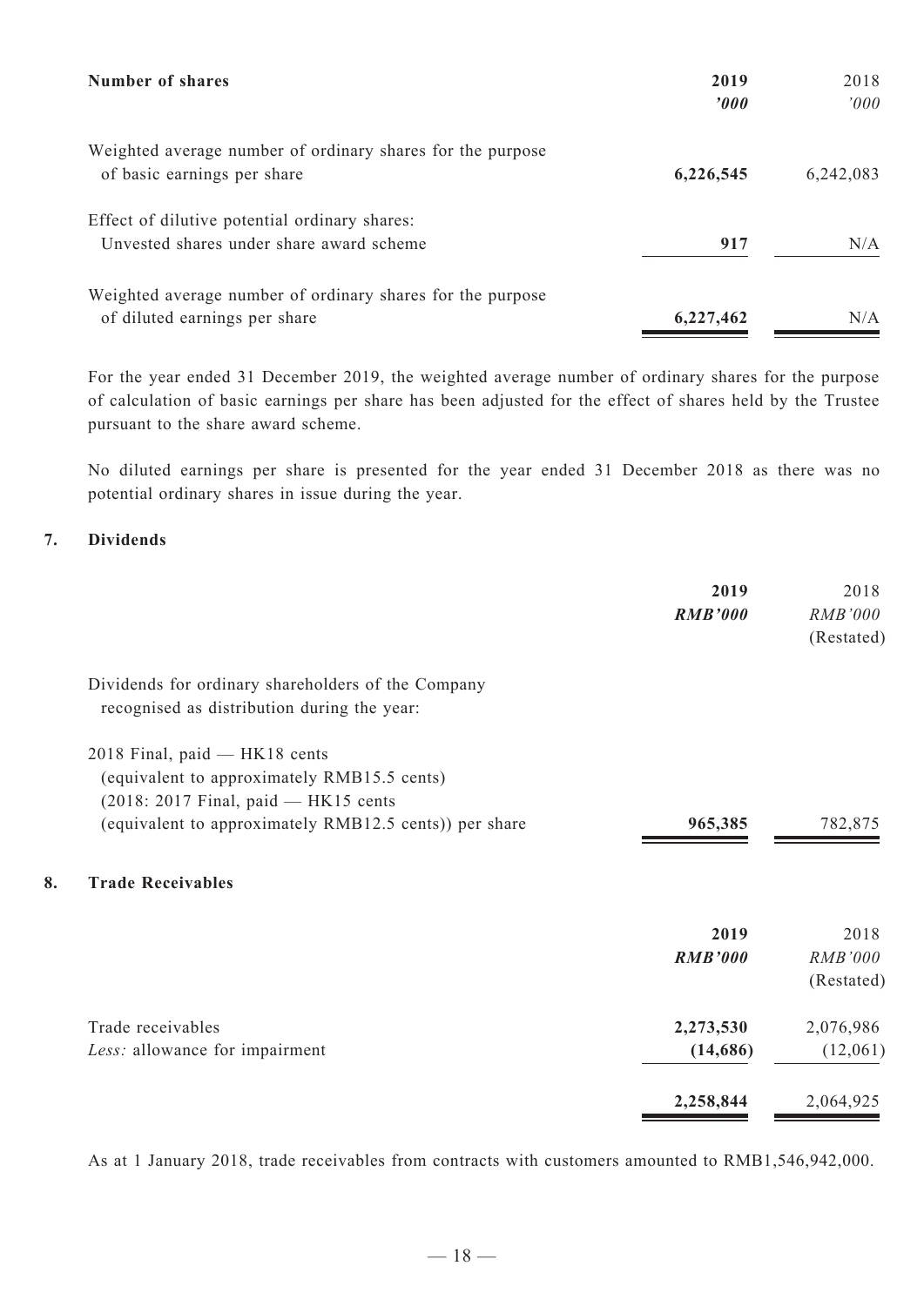| Number of shares | 2019 | 2018 |
|---|---|---|
| | ***'000*** | *'000* |
| Weighted average number of ordinary shares for the purpose of basic earnings per share | **6,226,545** | 6,242,083 |
| Effect of dilutive potential ordinary shares: Unvested shares under share award scheme | **917** | N/A |
| Weighted average number of ordinary shares for the purpose of diluted earnings per share | **6,227,462** | N/A |

For the year ended 31 December 2019, the weighted average number of ordinary shares for the purpose of calculation of basic earnings per share has been adjusted for the effect of shares held by the Trustee pursuant to the share award scheme.

No diluted earnings per share is presented for the year ended 31 December 2018 as there was no potential ordinary shares in issue during the year.

## 7. Dividends

| | 2019 | 2018 |
|---|---|---|
| | ***RMB'000*** | *RMB'000* |
| | | (Restated) |
| Dividends for ordinary shareholders of the Company recognised as distribution during the year: | | |
| 2018 Final, paid — HK18 cents (equivalent to approximately RMB15.5 cents) (2018: 2017 Final, paid — HK15 cents (equivalent to approximately RMB12.5 cents)) per share | **965,385** | 782,875 |

## 8. Trade Receivables

| | 2019 | 2018 |
|---|---|---|
| | ***RMB'000*** | *RMB'000* |
| | | (Restated) |
| Trade receivables | **2,273,530** | 2,076,986 |
| *Less:* allowance for impairment | **(14,686)** | (12,061) |
| | **2,258,844** | 2,064,925 |

As at 1 January 2018, trade receivables from contracts with customers amounted to RMB1,546,942,000.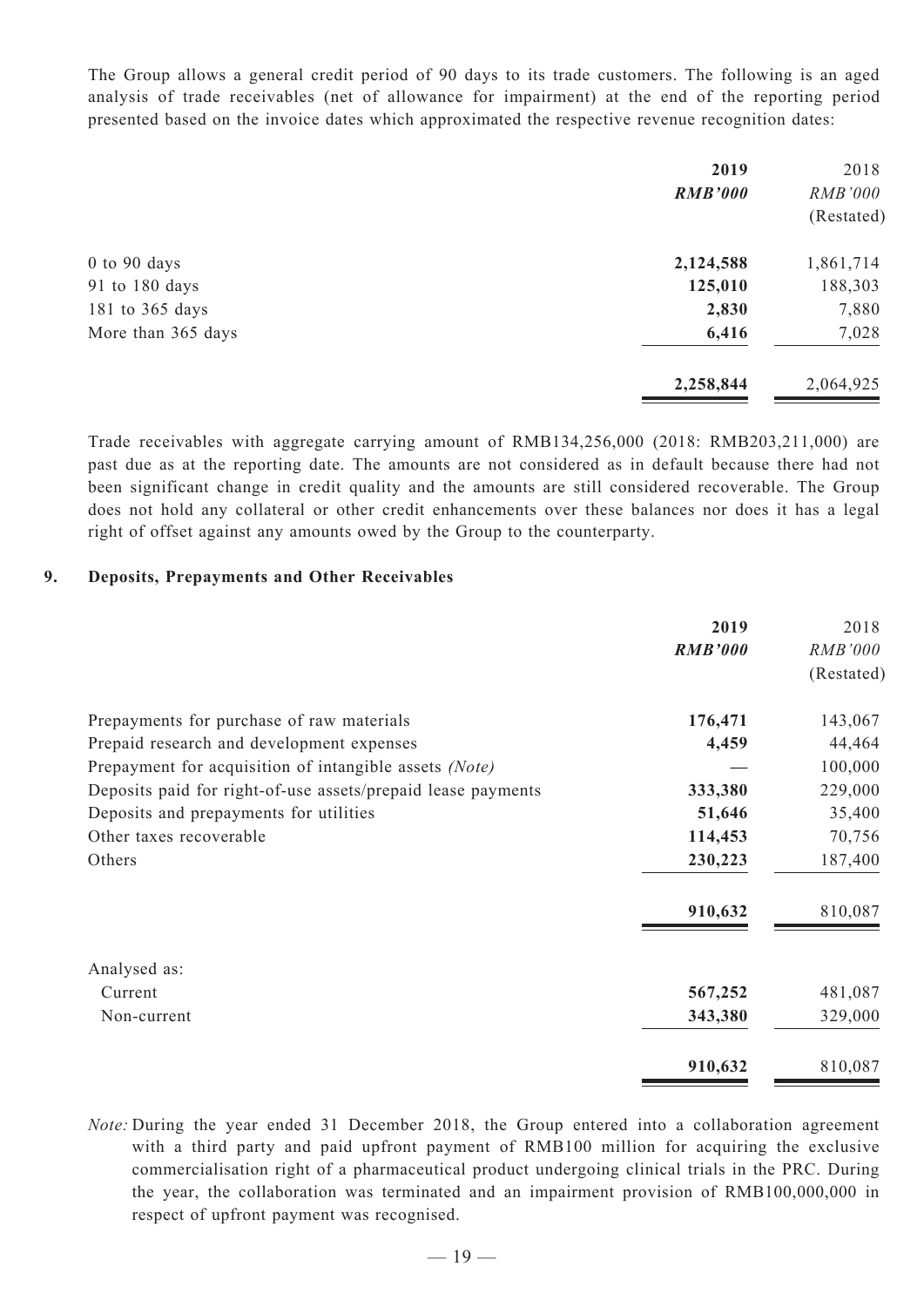The Group allows a general credit period of 90 days to its trade customers. The following is an aged analysis of trade receivables (net of allowance for impairment) at the end of the reporting period presented based on the invoice dates which approximated the respective revenue recognition dates:

| | **2019** | 2018 |
|---|---|---|
| | ***RMB'000*** | *RMB'000* |
| | | (Restated) |
| 0 to 90 days | **2,124,588** | 1,861,714 |
| 91 to 180 days | **125,010** | 188,303 |
| 181 to 365 days | **2,830** | 7,880 |
| More than 365 days | **6,416** | 7,028 |
| | **2,258,844** | 2,064,925 |

Trade receivables with aggregate carrying amount of RMB134,256,000 (2018: RMB203,211,000) are past due as at the reporting date. The amounts are not considered as in default because there had not been significant change in credit quality and the amounts are still considered recoverable. The Group does not hold any collateral or other credit enhancements over these balances nor does it has a legal right of offset against any amounts owed by the Group to the counterparty.

## 9. Deposits, Prepayments and Other Receivables

| | **2019** | 2018 |
|---|---|---|
| | ***RMB'000*** | *RMB'000* |
| | | (Restated) |
| Prepayments for purchase of raw materials | **176,471** | 143,067 |
| Prepaid research and development expenses | **4,459** | 44,464 |
| Prepayment for acquisition of intangible assets *(Note)* | **—** | 100,000 |
| Deposits paid for right-of-use assets/prepaid lease payments | **333,380** | 229,000 |
| Deposits and prepayments for utilities | **51,646** | 35,400 |
| Other taxes recoverable | **114,453** | 70,756 |
| Others | **230,223** | 187,400 |
| | **910,632** | 810,087 |
| Analysed as: | | |
| Current | **567,252** | 481,087 |
| Non-current | **343,380** | 329,000 |
| | **910,632** | 810,087 |

*Note:* During the year ended 31 December 2018, the Group entered into a collaboration agreement with a third party and paid upfront payment of RMB100 million for acquiring the exclusive commercialisation right of a pharmaceutical product undergoing clinical trials in the PRC. During the year, the collaboration was terminated and an impairment provision of RMB100,000,000 in respect of upfront payment was recognised.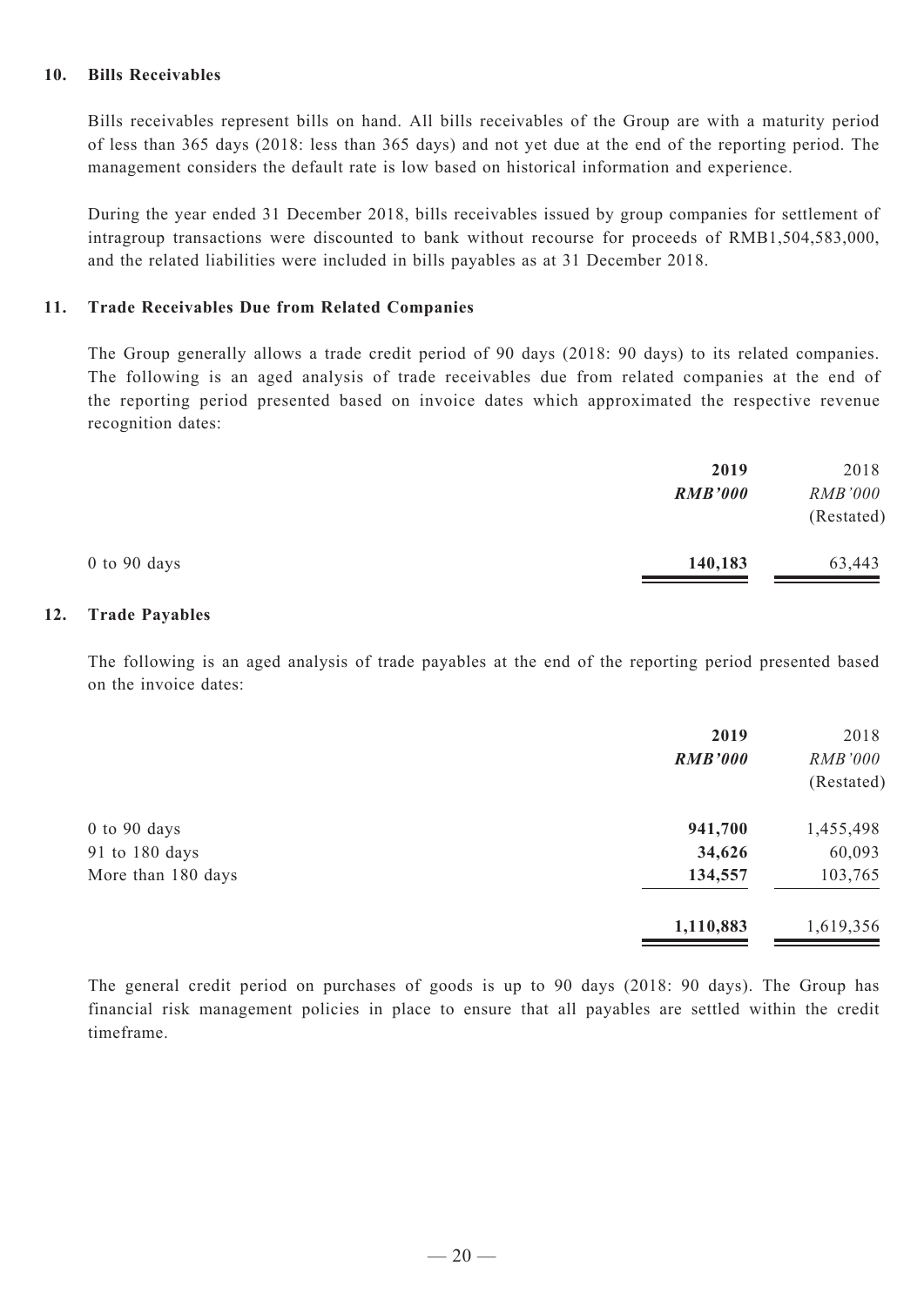### 10. Bills Receivables

Bills receivables represent bills on hand. All bills receivables of the Group are with a maturity period of less than 365 days (2018: less than 365 days) and not yet due at the end of the reporting period. The management considers the default rate is low based on historical information and experience.

During the year ended 31 December 2018, bills receivables issued by group companies for settlement of intragroup transactions were discounted to bank without recourse for proceeds of RMB1,504,583,000, and the related liabilities were included in bills payables as at 31 December 2018.

### 11. Trade Receivables Due from Related Companies

The Group generally allows a trade credit period of 90 days (2018: 90 days) to its related companies. The following is an aged analysis of trade receivables due from related companies at the end of the reporting period presented based on invoice dates which approximated the respective revenue recognition dates:

| | **2019** | 2018 |
|---|---|---|
| | ***RMB'000*** | *RMB'000* |
| | | (Restated) |
| 0 to 90 days | **140,183** | 63,443 |

### 12. Trade Payables

The following is an aged analysis of trade payables at the end of the reporting period presented based on the invoice dates:

| | **2019** | 2018 |
|---|---|---|
| | ***RMB'000*** | *RMB'000* |
| | | (Restated) |
| 0 to 90 days | **941,700** | 1,455,498 |
| 91 to 180 days | **34,626** | 60,093 |
| More than 180 days | **134,557** | 103,765 |
| | **1,110,883** | 1,619,356 |

The general credit period on purchases of goods is up to 90 days (2018: 90 days). The Group has financial risk management policies in place to ensure that all payables are settled within the credit timeframe.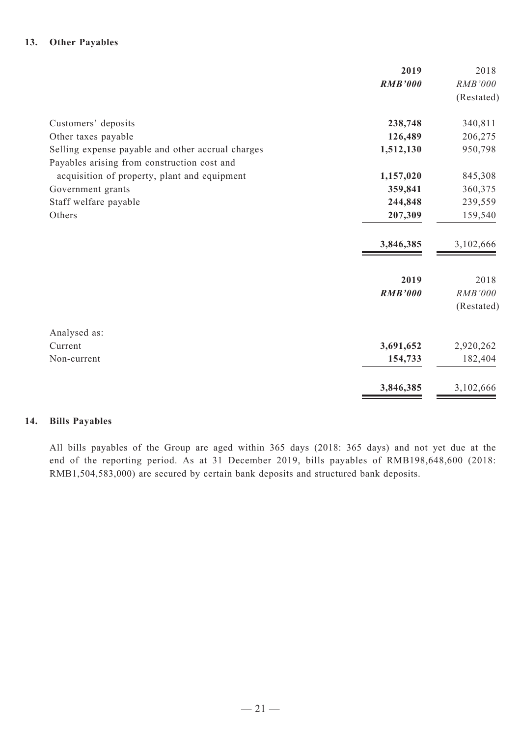## 13. Other Payables

| | 2019 | 2018 |
|---|---|---|
| | ***RMB'000*** | *RMB'000* |
| | | (Restated) |
| Customers' deposits | **238,748** | 340,811 |
| Other taxes payable | **126,489** | 206,275 |
| Selling expense payable and other accrual charges | **1,512,130** | 950,798 |
| Payables arising from construction cost and acquisition of property, plant and equipment | **1,157,020** | 845,308 |
| Government grants | **359,841** | 360,375 |
| Staff welfare payable | **244,848** | 239,559 |
| Others | **207,309** | 159,540 |
| | **3,846,385** | 3,102,666 |

| | 2019 | 2018 |
|---|---|---|
| | ***RMB'000*** | *RMB'000* |
| | | (Restated) |
| Analysed as: | | |
| Current | **3,691,652** | 2,920,262 |
| Non-current | **154,733** | 182,404 |
| | **3,846,385** | 3,102,666 |

## 14. Bills Payables

All bills payables of the Group are aged within 365 days (2018: 365 days) and not yet due at the end of the reporting period. As at 31 December 2019, bills payables of RMB198,648,600 (2018: RMB1,504,583,000) are secured by certain bank deposits and structured bank deposits.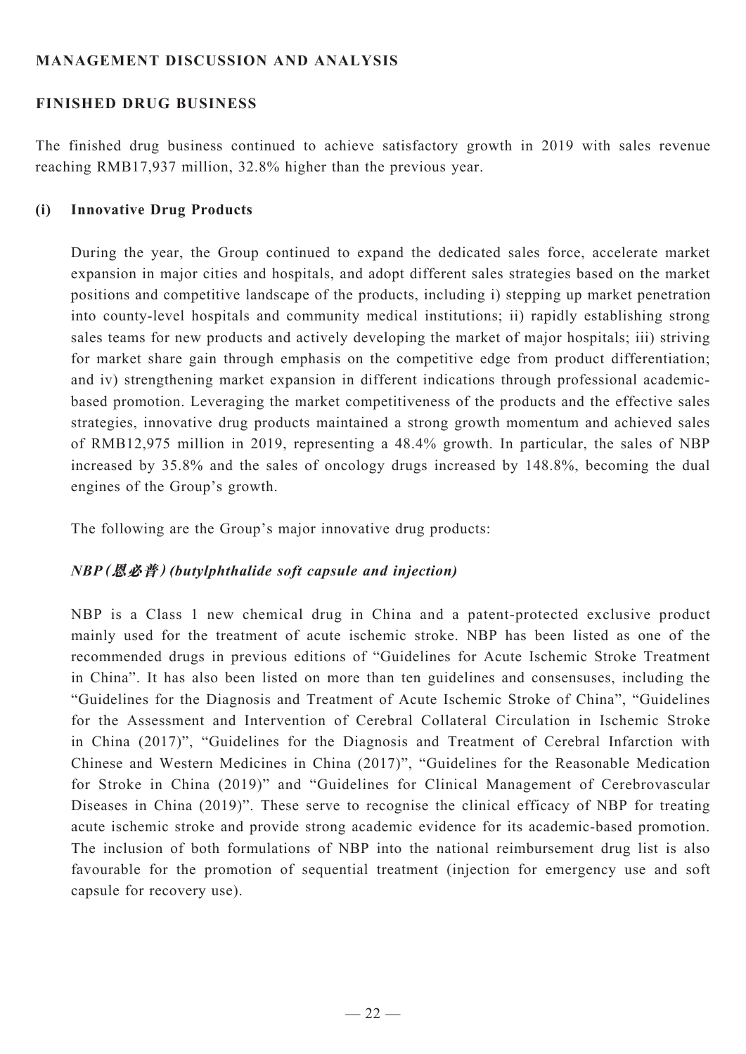## MANAGEMENT DISCUSSION AND ANALYSIS

### FINISHED DRUG BUSINESS

The finished drug business continued to achieve satisfactory growth in 2019 with sales revenue reaching RMB17,937 million, 32.8% higher than the previous year.

#### (i) Innovative Drug Products

During the year, the Group continued to expand the dedicated sales force, accelerate market expansion in major cities and hospitals, and adopt different sales strategies based on the market positions and competitive landscape of the products, including i) stepping up market penetration into county-level hospitals and community medical institutions; ii) rapidly establishing strong sales teams for new products and actively developing the market of major hospitals; iii) striving for market share gain through emphasis on the competitive edge from product differentiation; and iv) strengthening market expansion in different indications through professional academic-based promotion. Leveraging the market competitiveness of the products and the effective sales strategies, innovative drug products maintained a strong growth momentum and achieved sales of RMB12,975 million in 2019, representing a 48.4% growth. In particular, the sales of NBP increased by 35.8% and the sales of oncology drugs increased by 148.8%, becoming the dual engines of the Group's growth.

The following are the Group's major innovative drug products:

***NBP (恩必普) (butylphthalide soft capsule and injection)***

NBP is a Class 1 new chemical drug in China and a patent-protected exclusive product mainly used for the treatment of acute ischemic stroke. NBP has been listed as one of the recommended drugs in previous editions of "Guidelines for Acute Ischemic Stroke Treatment in China". It has also been listed on more than ten guidelines and consensuses, including the "Guidelines for the Diagnosis and Treatment of Acute Ischemic Stroke of China", "Guidelines for the Assessment and Intervention of Cerebral Collateral Circulation in Ischemic Stroke in China (2017)", "Guidelines for the Diagnosis and Treatment of Cerebral Infarction with Chinese and Western Medicines in China (2017)", "Guidelines for the Reasonable Medication for Stroke in China (2019)" and "Guidelines for Clinical Management of Cerebrovascular Diseases in China (2019)". These serve to recognise the clinical efficacy of NBP for treating acute ischemic stroke and provide strong academic evidence for its academic-based promotion. The inclusion of both formulations of NBP into the national reimbursement drug list is also favourable for the promotion of sequential treatment (injection for emergency use and soft capsule for recovery use).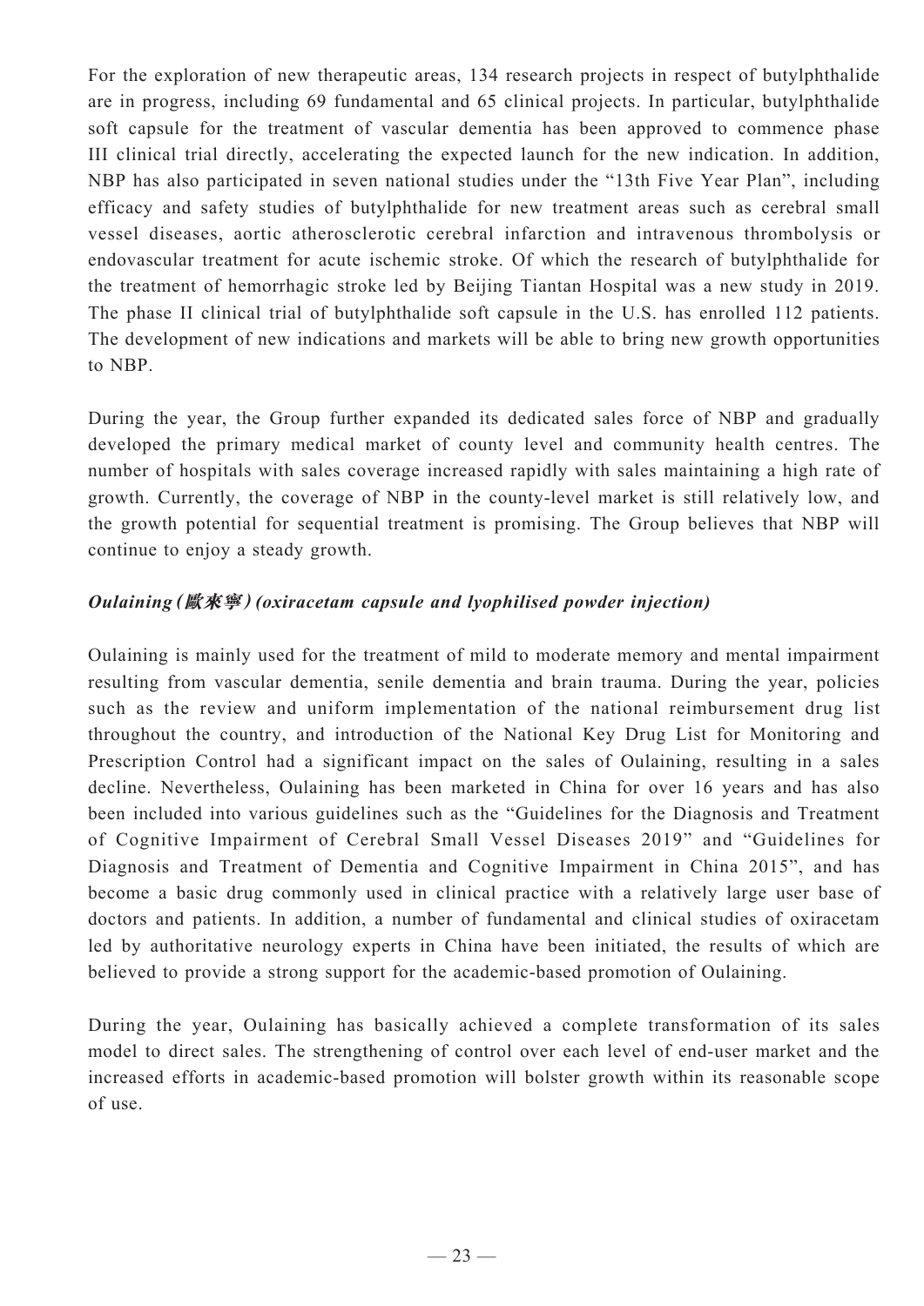For the exploration of new therapeutic areas, 134 research projects in respect of butylphthalide are in progress, including 69 fundamental and 65 clinical projects. In particular, butylphthalide soft capsule for the treatment of vascular dementia has been approved to commence phase III clinical trial directly, accelerating the expected launch for the new indication. In addition, NBP has also participated in seven national studies under the "13th Five Year Plan", including efficacy and safety studies of butylphthalide for new treatment areas such as cerebral small vessel diseases, aortic atherosclerotic cerebral infarction and intravenous thrombolysis or endovascular treatment for acute ischemic stroke. Of which the research of butylphthalide for the treatment of hemorrhagic stroke led by Beijing Tiantan Hospital was a new study in 2019. The phase II clinical trial of butylphthalide soft capsule in the U.S. has enrolled 112 patients. The development of new indications and markets will be able to bring new growth opportunities to NBP.

During the year, the Group further expanded its dedicated sales force of NBP and gradually developed the primary medical market of county level and community health centres. The number of hospitals with sales coverage increased rapidly with sales maintaining a high rate of growth. Currently, the coverage of NBP in the county-level market is still relatively low, and the growth potential for sequential treatment is promising. The Group believes that NBP will continue to enjoy a steady growth.

***Oulaining (歐來寧) (oxiracetam capsule and lyophilised powder injection)***

Oulaining is mainly used for the treatment of mild to moderate memory and mental impairment resulting from vascular dementia, senile dementia and brain trauma. During the year, policies such as the review and uniform implementation of the national reimbursement drug list throughout the country, and introduction of the National Key Drug List for Monitoring and Prescription Control had a significant impact on the sales of Oulaining, resulting in a sales decline. Nevertheless, Oulaining has been marketed in China for over 16 years and has also been included into various guidelines such as the "Guidelines for the Diagnosis and Treatment of Cognitive Impairment of Cerebral Small Vessel Diseases 2019" and "Guidelines for Diagnosis and Treatment of Dementia and Cognitive Impairment in China 2015", and has become a basic drug commonly used in clinical practice with a relatively large user base of doctors and patients. In addition, a number of fundamental and clinical studies of oxiracetam led by authoritative neurology experts in China have been initiated, the results of which are believed to provide a strong support for the academic-based promotion of Oulaining.

During the year, Oulaining has basically achieved a complete transformation of its sales model to direct sales. The strengthening of control over each level of end-user market and the increased efforts in academic-based promotion will bolster growth within its reasonable scope of use.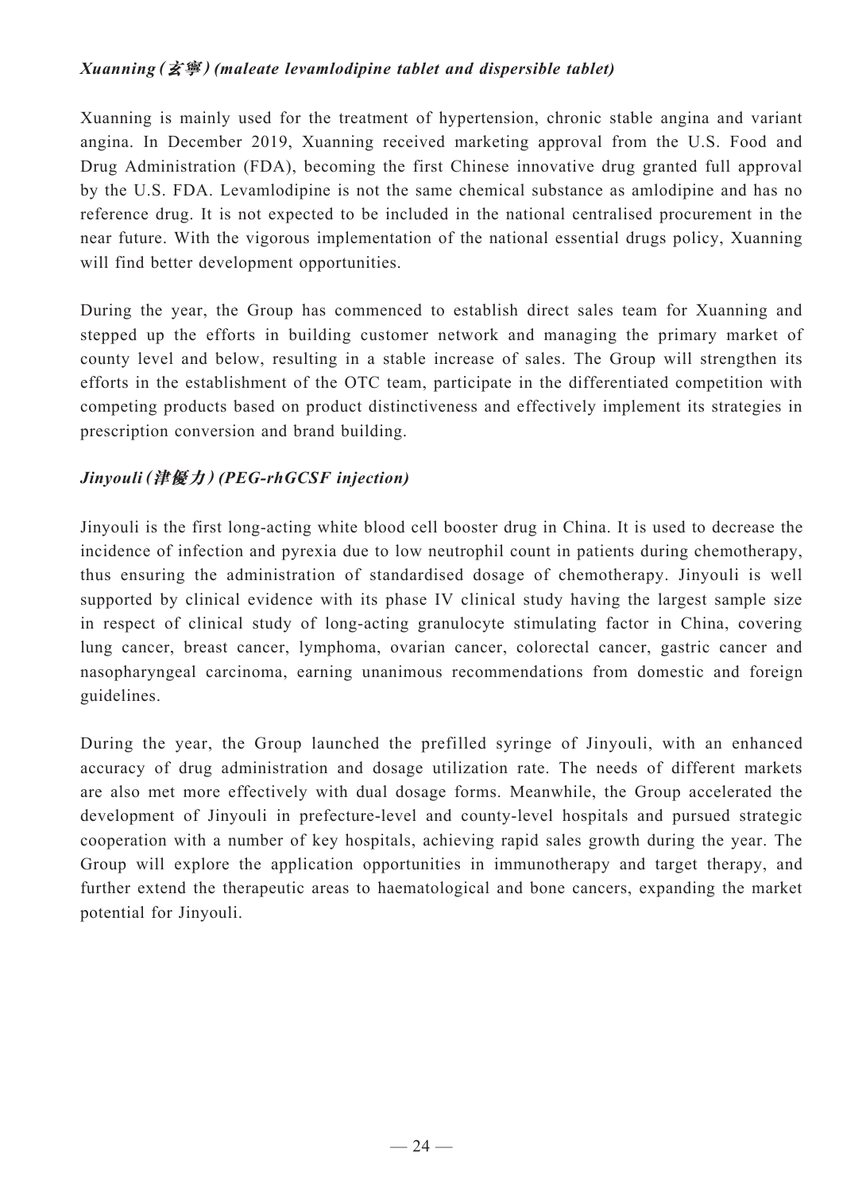***Xuanning (玄寧) (maleate levamlodipine tablet and dispersible tablet)***

Xuanning is mainly used for the treatment of hypertension, chronic stable angina and variant angina. In December 2019, Xuanning received marketing approval from the U.S. Food and Drug Administration (FDA), becoming the first Chinese innovative drug granted full approval by the U.S. FDA. Levamlodipine is not the same chemical substance as amlodipine and has no reference drug. It is not expected to be included in the national centralised procurement in the near future. With the vigorous implementation of the national essential drugs policy, Xuanning will find better development opportunities.

During the year, the Group has commenced to establish direct sales team for Xuanning and stepped up the efforts in building customer network and managing the primary market of county level and below, resulting in a stable increase of sales. The Group will strengthen its efforts in the establishment of the OTC team, participate in the differentiated competition with competing products based on product distinctiveness and effectively implement its strategies in prescription conversion and brand building.

***Jinyouli (津優力) (PEG-rhGCSF injection)***

Jinyouli is the first long-acting white blood cell booster drug in China. It is used to decrease the incidence of infection and pyrexia due to low neutrophil count in patients during chemotherapy, thus ensuring the administration of standardised dosage of chemotherapy. Jinyouli is well supported by clinical evidence with its phase IV clinical study having the largest sample size in respect of clinical study of long-acting granulocyte stimulating factor in China, covering lung cancer, breast cancer, lymphoma, ovarian cancer, colorectal cancer, gastric cancer and nasopharyngeal carcinoma, earning unanimous recommendations from domestic and foreign guidelines.

During the year, the Group launched the prefilled syringe of Jinyouli, with an enhanced accuracy of drug administration and dosage utilization rate. The needs of different markets are also met more effectively with dual dosage forms. Meanwhile, the Group accelerated the development of Jinyouli in prefecture-level and county-level hospitals and pursued strategic cooperation with a number of key hospitals, achieving rapid sales growth during the year. The Group will explore the application opportunities in immunotherapy and target therapy, and further extend the therapeutic areas to haematological and bone cancers, expanding the market potential for Jinyouli.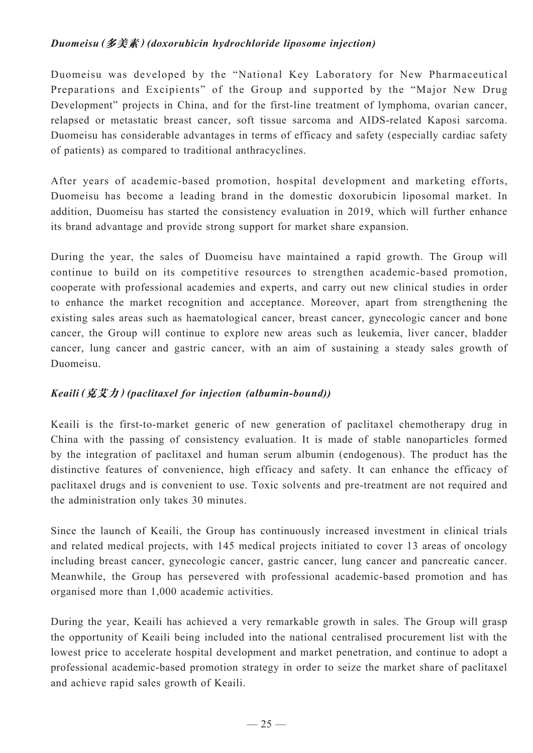***Duomeisu (多美素) (doxorubicin hydrochloride liposome injection)***

Duomeisu was developed by the "National Key Laboratory for New Pharmaceutical Preparations and Excipients" of the Group and supported by the "Major New Drug Development" projects in China, and for the first-line treatment of lymphoma, ovarian cancer, relapsed or metastatic breast cancer, soft tissue sarcoma and AIDS-related Kaposi sarcoma. Duomeisu has considerable advantages in terms of efficacy and safety (especially cardiac safety of patients) as compared to traditional anthracyclines.

After years of academic-based promotion, hospital development and marketing efforts, Duomeisu has become a leading brand in the domestic doxorubicin liposomal market. In addition, Duomeisu has started the consistency evaluation in 2019, which will further enhance its brand advantage and provide strong support for market share expansion.

During the year, the sales of Duomeisu have maintained a rapid growth. The Group will continue to build on its competitive resources to strengthen academic-based promotion, cooperate with professional academies and experts, and carry out new clinical studies in order to enhance the market recognition and acceptance. Moreover, apart from strengthening the existing sales areas such as haematological cancer, breast cancer, gynecologic cancer and bone cancer, the Group will continue to explore new areas such as leukemia, liver cancer, bladder cancer, lung cancer and gastric cancer, with an aim of sustaining a steady sales growth of Duomeisu.

***Keaili (克艾力) (paclitaxel for injection (albumin-bound))***

Keaili is the first-to-market generic of new generation of paclitaxel chemotherapy drug in China with the passing of consistency evaluation. It is made of stable nanoparticles formed by the integration of paclitaxel and human serum albumin (endogenous). The product has the distinctive features of convenience, high efficacy and safety. It can enhance the efficacy of paclitaxel drugs and is convenient to use. Toxic solvents and pre-treatment are not required and the administration only takes 30 minutes.

Since the launch of Keaili, the Group has continuously increased investment in clinical trials and related medical projects, with 145 medical projects initiated to cover 13 areas of oncology including breast cancer, gynecologic cancer, gastric cancer, lung cancer and pancreatic cancer. Meanwhile, the Group has persevered with professional academic-based promotion and has organised more than 1,000 academic activities.

During the year, Keaili has achieved a very remarkable growth in sales. The Group will grasp the opportunity of Keaili being included into the national centralised procurement list with the lowest price to accelerate hospital development and market penetration, and continue to adopt a professional academic-based promotion strategy in order to seize the market share of paclitaxel and achieve rapid sales growth of Keaili.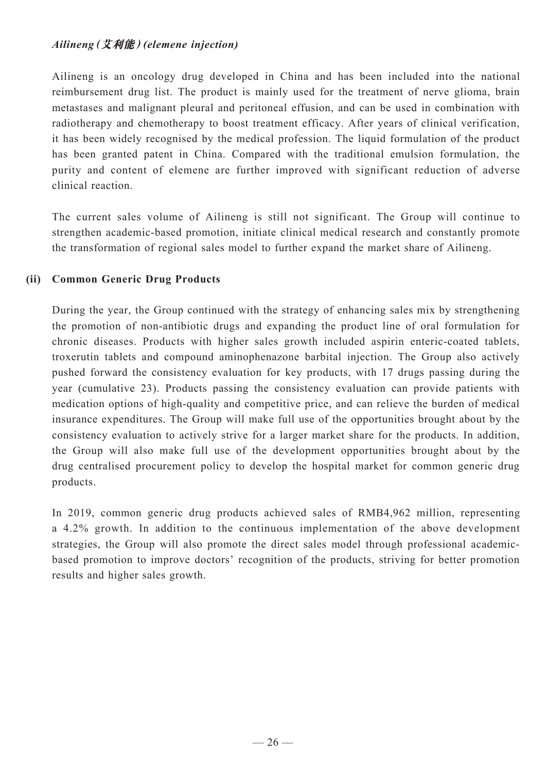***Ailineng (艾利能) (elemene injection)***

Ailineng is an oncology drug developed in China and has been included into the national reimbursement drug list. The product is mainly used for the treatment of nerve glioma, brain metastases and malignant pleural and peritoneal effusion, and can be used in combination with radiotherapy and chemotherapy to boost treatment efficacy. After years of clinical verification, it has been widely recognised by the medical profession. The liquid formulation of the product has been granted patent in China. Compared with the traditional emulsion formulation, the purity and content of elemene are further improved with significant reduction of adverse clinical reaction.

The current sales volume of Ailineng is still not significant. The Group will continue to strengthen academic-based promotion, initiate clinical medical research and constantly promote the transformation of regional sales model to further expand the market share of Ailineng.

**(ii) Common Generic Drug Products**

During the year, the Group continued with the strategy of enhancing sales mix by strengthening the promotion of non-antibiotic drugs and expanding the product line of oral formulation for chronic diseases. Products with higher sales growth included aspirin enteric-coated tablets, troxerutin tablets and compound aminophenazone barbital injection. The Group also actively pushed forward the consistency evaluation for key products, with 17 drugs passing during the year (cumulative 23). Products passing the consistency evaluation can provide patients with medication options of high-quality and competitive price, and can relieve the burden of medical insurance expenditures. The Group will make full use of the opportunities brought about by the consistency evaluation to actively strive for a larger market share for the products. In addition, the Group will also make full use of the development opportunities brought about by the drug centralised procurement policy to develop the hospital market for common generic drug products.

In 2019, common generic drug products achieved sales of RMB4,962 million, representing a 4.2% growth. In addition to the continuous implementation of the above development strategies, the Group will also promote the direct sales model through professional academic-based promotion to improve doctors' recognition of the products, striving for better promotion results and higher sales growth.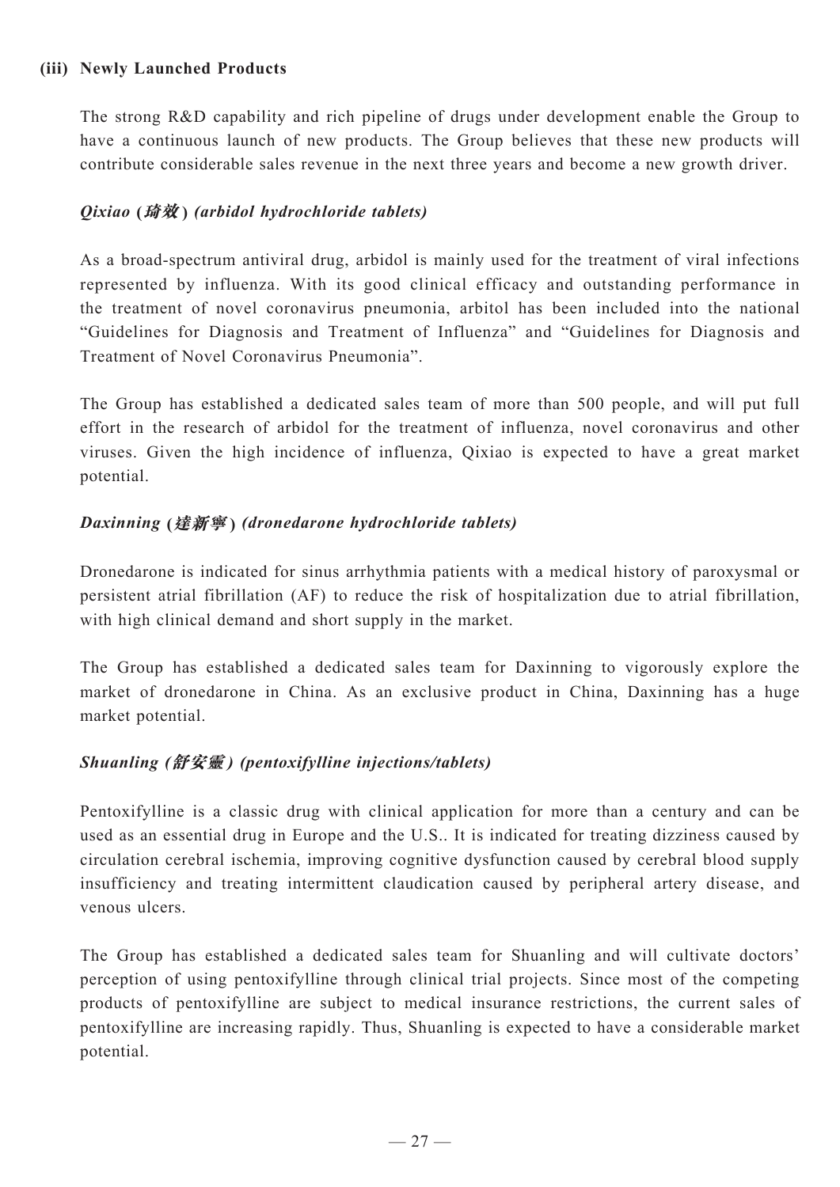### (iii) Newly Launched Products

The strong R&D capability and rich pipeline of drugs under development enable the Group to have a continuous launch of new products. The Group believes that these new products will contribute considerable sales revenue in the next three years and become a new growth driver.

***Qixiao (琦效) (arbidol hydrochloride tablets)***

As a broad-spectrum antiviral drug, arbidol is mainly used for the treatment of viral infections represented by influenza. With its good clinical efficacy and outstanding performance in the treatment of novel coronavirus pneumonia, arbitol has been included into the national "Guidelines for Diagnosis and Treatment of Influenza" and "Guidelines for Diagnosis and Treatment of Novel Coronavirus Pneumonia".

The Group has established a dedicated sales team of more than 500 people, and will put full effort in the research of arbidol for the treatment of influenza, novel coronavirus and other viruses. Given the high incidence of influenza, Qixiao is expected to have a great market potential.

***Daxinning (達新寧) (dronedarone hydrochloride tablets)***

Dronedarone is indicated for sinus arrhythmia patients with a medical history of paroxysmal or persistent atrial fibrillation (AF) to reduce the risk of hospitalization due to atrial fibrillation, with high clinical demand and short supply in the market.

The Group has established a dedicated sales team for Daxinning to vigorously explore the market of dronedarone in China. As an exclusive product in China, Daxinning has a huge market potential.

***Shuanling (舒安靈) (pentoxifylline injections/tablets)***

Pentoxifylline is a classic drug with clinical application for more than a century and can be used as an essential drug in Europe and the U.S.. It is indicated for treating dizziness caused by circulation cerebral ischemia, improving cognitive dysfunction caused by cerebral blood supply insufficiency and treating intermittent claudication caused by peripheral artery disease, and venous ulcers.

The Group has established a dedicated sales team for Shuanling and will cultivate doctors' perception of using pentoxifylline through clinical trial projects. Since most of the competing products of pentoxifylline are subject to medical insurance restrictions, the current sales of pentoxifylline are increasing rapidly. Thus, Shuanling is expected to have a considerable market potential.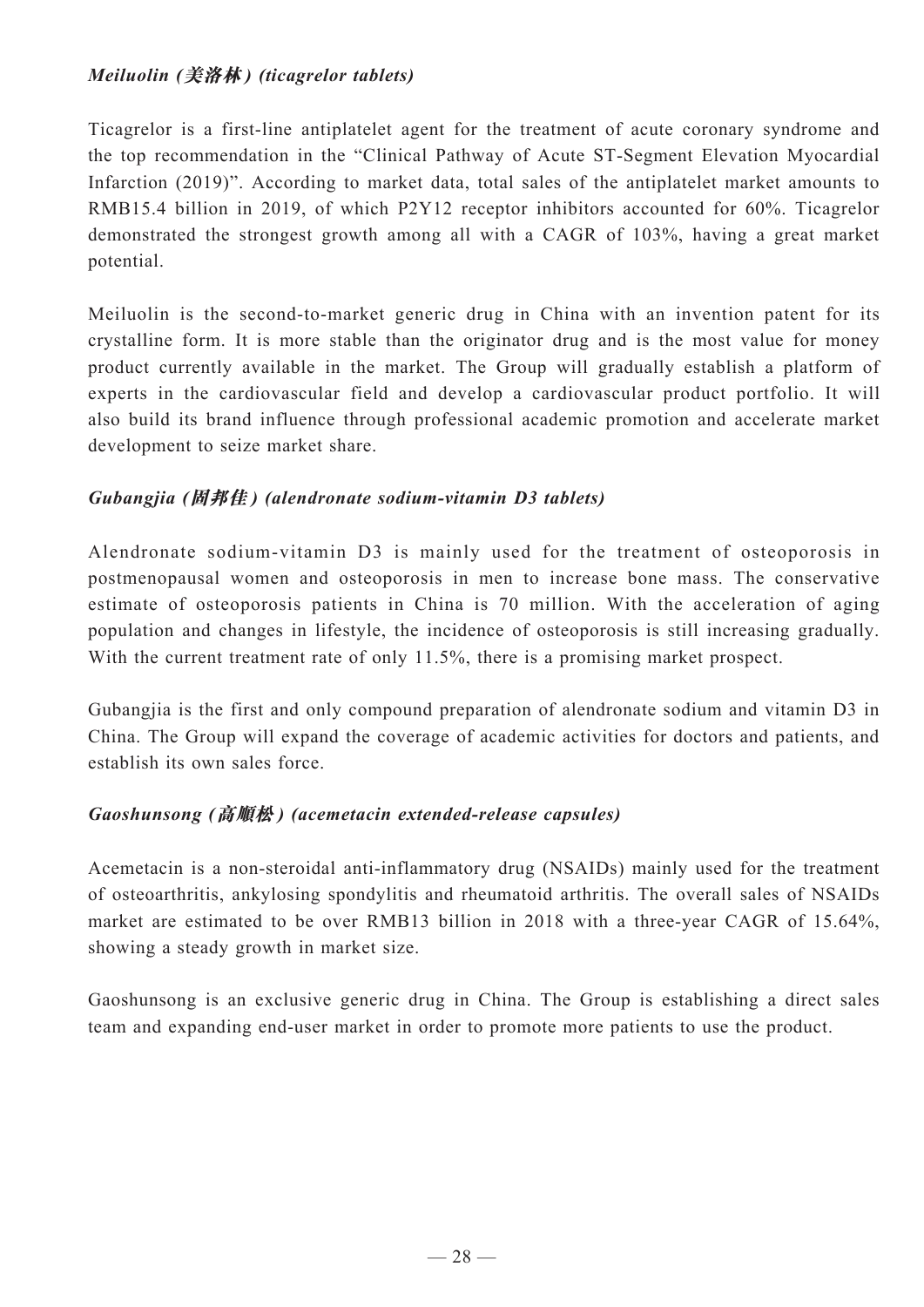***Meiluolin (美洛林) (ticagrelor tablets)***

Ticagrelor is a first-line antiplatelet agent for the treatment of acute coronary syndrome and the top recommendation in the "Clinical Pathway of Acute ST-Segment Elevation Myocardial Infarction (2019)". According to market data, total sales of the antiplatelet market amounts to RMB15.4 billion in 2019, of which P2Y12 receptor inhibitors accounted for 60%. Ticagrelor demonstrated the strongest growth among all with a CAGR of 103%, having a great market potential.

Meiluolin is the second-to-market generic drug in China with an invention patent for its crystalline form. It is more stable than the originator drug and is the most value for money product currently available in the market. The Group will gradually establish a platform of experts in the cardiovascular field and develop a cardiovascular product portfolio. It will also build its brand influence through professional academic promotion and accelerate market development to seize market share.

***Gubangjia (固邦佳) (alendronate sodium-vitamin D3 tablets)***

Alendronate sodium-vitamin D3 is mainly used for the treatment of osteoporosis in postmenopausal women and osteoporosis in men to increase bone mass. The conservative estimate of osteoporosis patients in China is 70 million. With the acceleration of aging population and changes in lifestyle, the incidence of osteoporosis is still increasing gradually. With the current treatment rate of only 11.5%, there is a promising market prospect.

Gubangjia is the first and only compound preparation of alendronate sodium and vitamin D3 in China. The Group will expand the coverage of academic activities for doctors and patients, and establish its own sales force.

***Gaoshunsong (高順松) (acemetacin extended-release capsules)***

Acemetacin is a non-steroidal anti-inflammatory drug (NSAIDs) mainly used for the treatment of osteoarthritis, ankylosing spondylitis and rheumatoid arthritis. The overall sales of NSAIDs market are estimated to be over RMB13 billion in 2018 with a three-year CAGR of 15.64%, showing a steady growth in market size.

Gaoshunsong is an exclusive generic drug in China. The Group is establishing a direct sales team and expanding end-user market in order to promote more patients to use the product.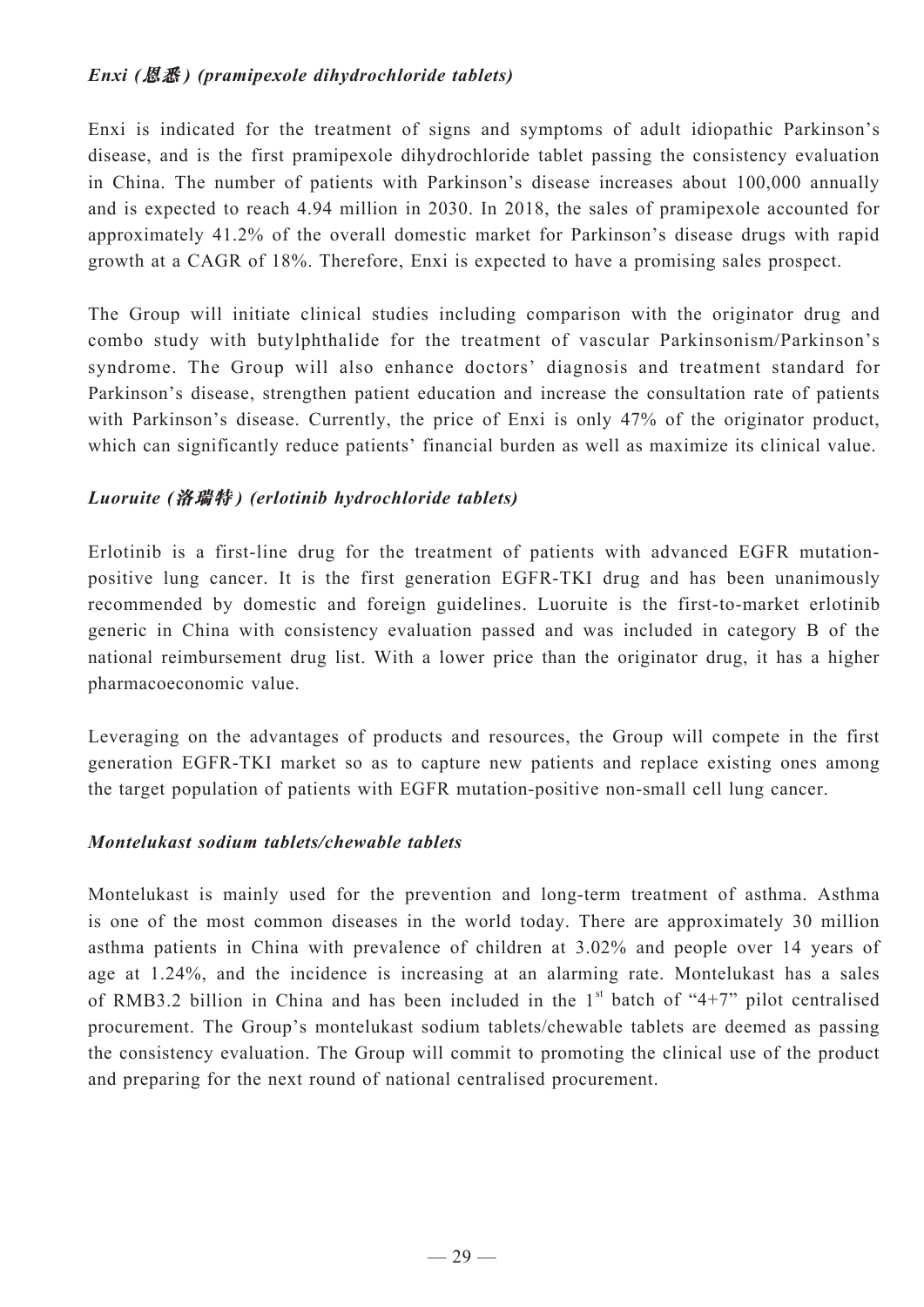***Enxi (恩悉) (pramipexole dihydrochloride tablets)***

Enxi is indicated for the treatment of signs and symptoms of adult idiopathic Parkinson's disease, and is the first pramipexole dihydrochloride tablet passing the consistency evaluation in China. The number of patients with Parkinson's disease increases about 100,000 annually and is expected to reach 4.94 million in 2030. In 2018, the sales of pramipexole accounted for approximately 41.2% of the overall domestic market for Parkinson's disease drugs with rapid growth at a CAGR of 18%. Therefore, Enxi is expected to have a promising sales prospect.

The Group will initiate clinical studies including comparison with the originator drug and combo study with butylphthalide for the treatment of vascular Parkinsonism/Parkinson's syndrome. The Group will also enhance doctors' diagnosis and treatment standard for Parkinson's disease, strengthen patient education and increase the consultation rate of patients with Parkinson's disease. Currently, the price of Enxi is only 47% of the originator product, which can significantly reduce patients' financial burden as well as maximize its clinical value.

***Luoruite (洛瑞特) (erlotinib hydrochloride tablets)***

Erlotinib is a first-line drug for the treatment of patients with advanced EGFR mutation-positive lung cancer. It is the first generation EGFR-TKI drug and has been unanimously recommended by domestic and foreign guidelines. Luoruite is the first-to-market erlotinib generic in China with consistency evaluation passed and was included in category B of the national reimbursement drug list. With a lower price than the originator drug, it has a higher pharmacoeconomic value.

Leveraging on the advantages of products and resources, the Group will compete in the first generation EGFR-TKI market so as to capture new patients and replace existing ones among the target population of patients with EGFR mutation-positive non-small cell lung cancer.

***Montelukast sodium tablets/chewable tablets***

Montelukast is mainly used for the prevention and long-term treatment of asthma. Asthma is one of the most common diseases in the world today. There are approximately 30 million asthma patients in China with prevalence of children at 3.02% and people over 14 years of age at 1.24%, and the incidence is increasing at an alarming rate. Montelukast has a sales of RMB3.2 billion in China and has been included in the 1st batch of "4+7" pilot centralised procurement. The Group's montelukast sodium tablets/chewable tablets are deemed as passing the consistency evaluation. The Group will commit to promoting the clinical use of the product and preparing for the next round of national centralised procurement.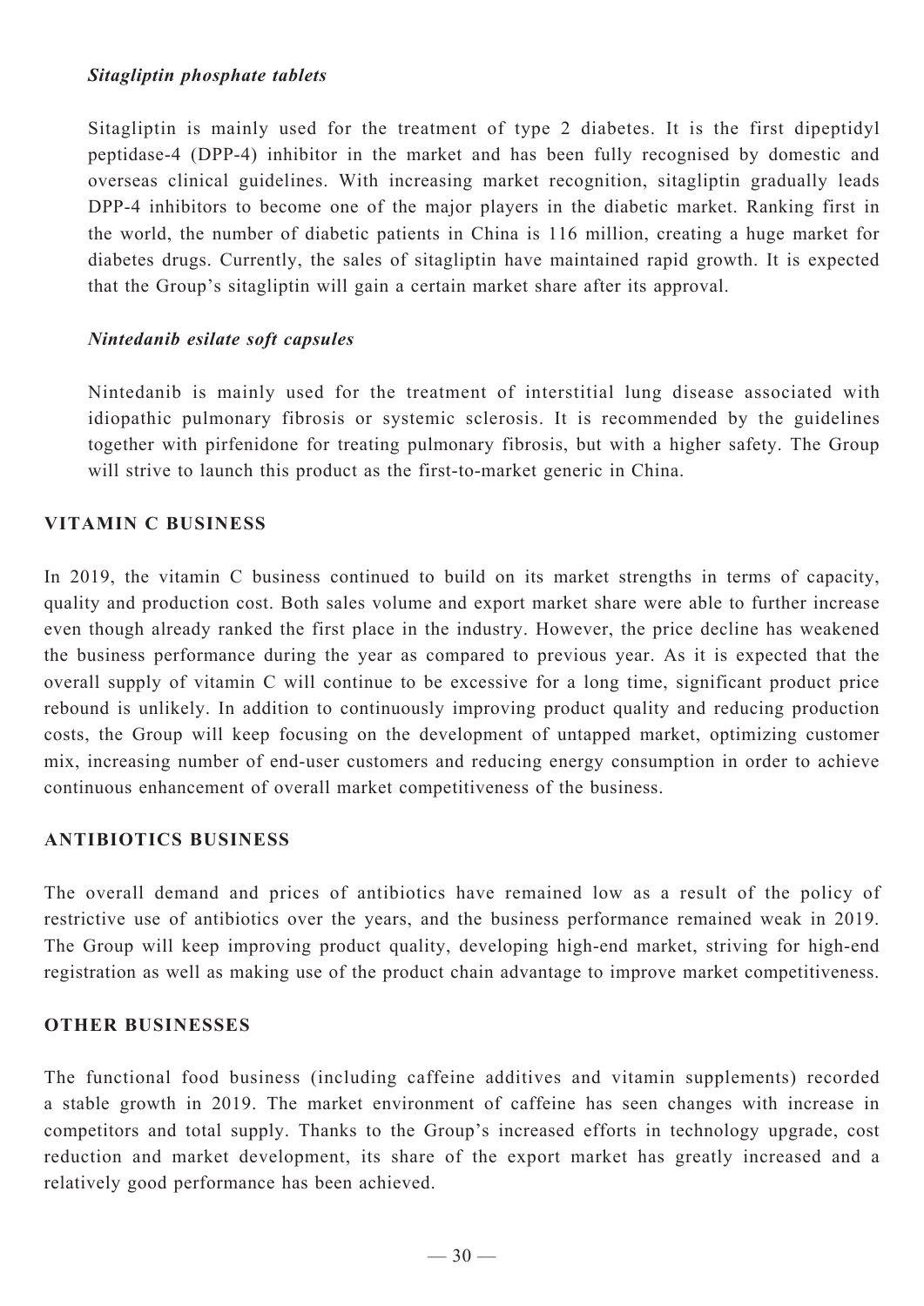*Sitagliptin phosphate tablets*

Sitagliptin is mainly used for the treatment of type 2 diabetes. It is the first dipeptidyl peptidase-4 (DPP-4) inhibitor in the market and has been fully recognised by domestic and overseas clinical guidelines. With increasing market recognition, sitagliptin gradually leads DPP-4 inhibitors to become one of the major players in the diabetic market. Ranking first in the world, the number of diabetic patients in China is 116 million, creating a huge market for diabetes drugs. Currently, the sales of sitagliptin have maintained rapid growth. It is expected that the Group's sitagliptin will gain a certain market share after its approval.

*Nintedanib esilate soft capsules*

Nintedanib is mainly used for the treatment of interstitial lung disease associated with idiopathic pulmonary fibrosis or systemic sclerosis. It is recommended by the guidelines together with pirfenidone for treating pulmonary fibrosis, but with a higher safety. The Group will strive to launch this product as the first-to-market generic in China.

## VITAMIN C BUSINESS

In 2019, the vitamin C business continued to build on its market strengths in terms of capacity, quality and production cost. Both sales volume and export market share were able to further increase even though already ranked the first place in the industry. However, the price decline has weakened the business performance during the year as compared to previous year. As it is expected that the overall supply of vitamin C will continue to be excessive for a long time, significant product price rebound is unlikely. In addition to continuously improving product quality and reducing production costs, the Group will keep focusing on the development of untapped market, optimizing customer mix, increasing number of end-user customers and reducing energy consumption in order to achieve continuous enhancement of overall market competitiveness of the business.

## ANTIBIOTICS BUSINESS

The overall demand and prices of antibiotics have remained low as a result of the policy of restrictive use of antibiotics over the years, and the business performance remained weak in 2019. The Group will keep improving product quality, developing high-end market, striving for high-end registration as well as making use of the product chain advantage to improve market competitiveness.

## OTHER BUSINESSES

The functional food business (including caffeine additives and vitamin supplements) recorded a stable growth in 2019. The market environment of caffeine has seen changes with increase in competitors and total supply. Thanks to the Group's increased efforts in technology upgrade, cost reduction and market development, its share of the export market has greatly increased and a relatively good performance has been achieved.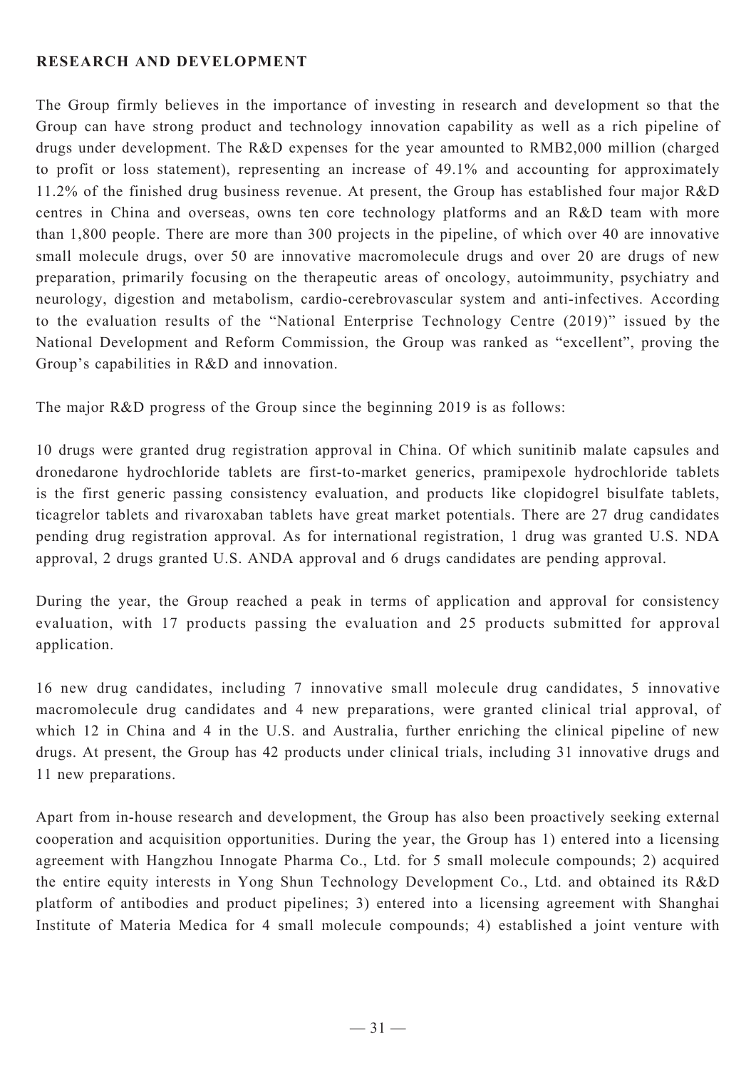## RESEARCH AND DEVELOPMENT

The Group firmly believes in the importance of investing in research and development so that the Group can have strong product and technology innovation capability as well as a rich pipeline of drugs under development. The R&D expenses for the year amounted to RMB2,000 million (charged to profit or loss statement), representing an increase of 49.1% and accounting for approximately 11.2% of the finished drug business revenue. At present, the Group has established four major R&D centres in China and overseas, owns ten core technology platforms and an R&D team with more than 1,800 people. There are more than 300 projects in the pipeline, of which over 40 are innovative small molecule drugs, over 50 are innovative macromolecule drugs and over 20 are drugs of new preparation, primarily focusing on the therapeutic areas of oncology, autoimmunity, psychiatry and neurology, digestion and metabolism, cardio-cerebrovascular system and anti-infectives. According to the evaluation results of the "National Enterprise Technology Centre (2019)" issued by the National Development and Reform Commission, the Group was ranked as "excellent", proving the Group's capabilities in R&D and innovation.

The major R&D progress of the Group since the beginning 2019 is as follows:

10 drugs were granted drug registration approval in China. Of which sunitinib malate capsules and dronedarone hydrochloride tablets are first-to-market generics, pramipexole hydrochloride tablets is the first generic passing consistency evaluation, and products like clopidogrel bisulfate tablets, ticagrelor tablets and rivaroxaban tablets have great market potentials. There are 27 drug candidates pending drug registration approval. As for international registration, 1 drug was granted U.S. NDA approval, 2 drugs granted U.S. ANDA approval and 6 drugs candidates are pending approval.

During the year, the Group reached a peak in terms of application and approval for consistency evaluation, with 17 products passing the evaluation and 25 products submitted for approval application.

16 new drug candidates, including 7 innovative small molecule drug candidates, 5 innovative macromolecule drug candidates and 4 new preparations, were granted clinical trial approval, of which 12 in China and 4 in the U.S. and Australia, further enriching the clinical pipeline of new drugs. At present, the Group has 42 products under clinical trials, including 31 innovative drugs and 11 new preparations.

Apart from in-house research and development, the Group has also been proactively seeking external cooperation and acquisition opportunities. During the year, the Group has 1) entered into a licensing agreement with Hangzhou Innogate Pharma Co., Ltd. for 5 small molecule compounds; 2) acquired the entire equity interests in Yong Shun Technology Development Co., Ltd. and obtained its R&D platform of antibodies and product pipelines; 3) entered into a licensing agreement with Shanghai Institute of Materia Medica for 4 small molecule compounds; 4) established a joint venture with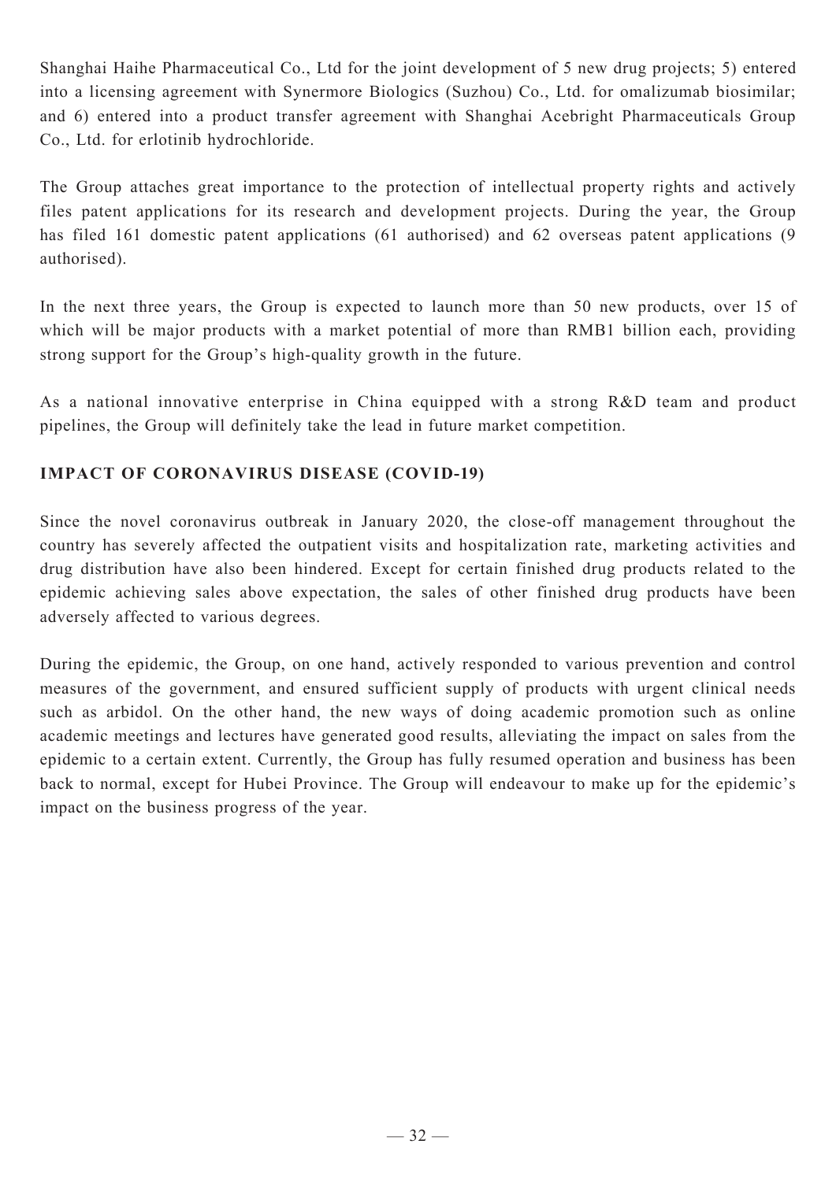Shanghai Haihe Pharmaceutical Co., Ltd for the joint development of 5 new drug projects; 5) entered into a licensing agreement with Synermore Biologics (Suzhou) Co., Ltd. for omalizumab biosimilar; and 6) entered into a product transfer agreement with Shanghai Acebright Pharmaceuticals Group Co., Ltd. for erlotinib hydrochloride.

The Group attaches great importance to the protection of intellectual property rights and actively files patent applications for its research and development projects. During the year, the Group has filed 161 domestic patent applications (61 authorised) and 62 overseas patent applications (9 authorised).

In the next three years, the Group is expected to launch more than 50 new products, over 15 of which will be major products with a market potential of more than RMB1 billion each, providing strong support for the Group's high-quality growth in the future.

As a national innovative enterprise in China equipped with a strong R&D team and product pipelines, the Group will definitely take the lead in future market competition.

## IMPACT OF CORONAVIRUS DISEASE (COVID-19)

Since the novel coronavirus outbreak in January 2020, the close-off management throughout the country has severely affected the outpatient visits and hospitalization rate, marketing activities and drug distribution have also been hindered. Except for certain finished drug products related to the epidemic achieving sales above expectation, the sales of other finished drug products have been adversely affected to various degrees.

During the epidemic, the Group, on one hand, actively responded to various prevention and control measures of the government, and ensured sufficient supply of products with urgent clinical needs such as arbidol. On the other hand, the new ways of doing academic promotion such as online academic meetings and lectures have generated good results, alleviating the impact on sales from the epidemic to a certain extent. Currently, the Group has fully resumed operation and business has been back to normal, except for Hubei Province. The Group will endeavour to make up for the epidemic's impact on the business progress of the year.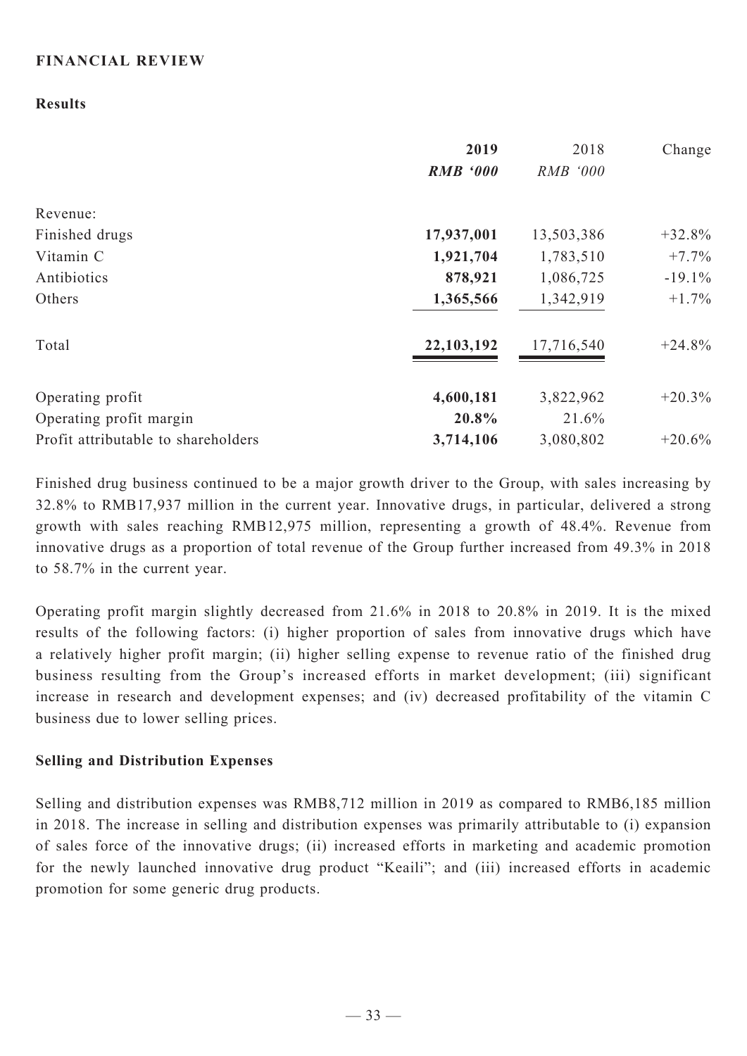## FINANCIAL REVIEW

### Results

| | 2019 | 2018 | Change |
|---|---|---|---|
| | ***RMB '000*** | *RMB '000* | |
| Revenue: | | | |
| Finished drugs | **17,937,001** | 13,503,386 | +32.8% |
| Vitamin C | **1,921,704** | 1,783,510 | +7.7% |
| Antibiotics | **878,921** | 1,086,725 | -19.1% |
| Others | **1,365,566** | 1,342,919 | +1.7% |
| Total | **22,103,192** | 17,716,540 | +24.8% |
| Operating profit | **4,600,181** | 3,822,962 | +20.3% |
| Operating profit margin | **20.8%** | 21.6% | |
| Profit attributable to shareholders | **3,714,106** | 3,080,802 | +20.6% |

Finished drug business continued to be a major growth driver to the Group, with sales increasing by 32.8% to RMB17,937 million in the current year. Innovative drugs, in particular, delivered a strong growth with sales reaching RMB12,975 million, representing a growth of 48.4%. Revenue from innovative drugs as a proportion of total revenue of the Group further increased from 49.3% in 2018 to 58.7% in the current year.

Operating profit margin slightly decreased from 21.6% in 2018 to 20.8% in 2019. It is the mixed results of the following factors: (i) higher proportion of sales from innovative drugs which have a relatively higher profit margin; (ii) higher selling expense to revenue ratio of the finished drug business resulting from the Group's increased efforts in market development; (iii) significant increase in research and development expenses; and (iv) decreased profitability of the vitamin C business due to lower selling prices.

### Selling and Distribution Expenses

Selling and distribution expenses was RMB8,712 million in 2019 as compared to RMB6,185 million in 2018. The increase in selling and distribution expenses was primarily attributable to (i) expansion of sales force of the innovative drugs; (ii) increased efforts in marketing and academic promotion for the newly launched innovative drug product "Keaili"; and (iii) increased efforts in academic promotion for some generic drug products.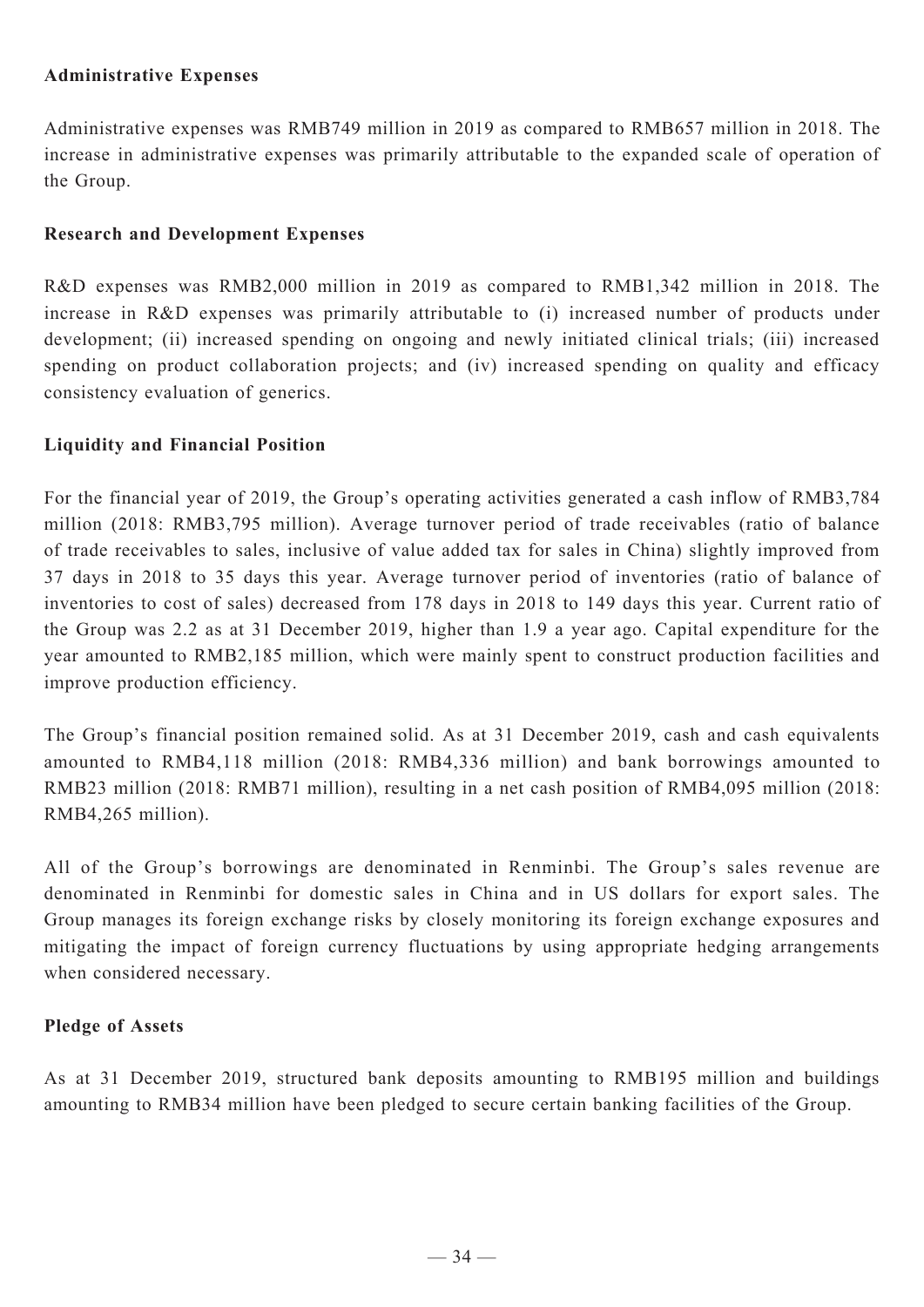**Administrative Expenses**

Administrative expenses was RMB749 million in 2019 as compared to RMB657 million in 2018. The increase in administrative expenses was primarily attributable to the expanded scale of operation of the Group.

**Research and Development Expenses**

R&D expenses was RMB2,000 million in 2019 as compared to RMB1,342 million in 2018. The increase in R&D expenses was primarily attributable to (i) increased number of products under development; (ii) increased spending on ongoing and newly initiated clinical trials; (iii) increased spending on product collaboration projects; and (iv) increased spending on quality and efficacy consistency evaluation of generics.

**Liquidity and Financial Position**

For the financial year of 2019, the Group's operating activities generated a cash inflow of RMB3,784 million (2018: RMB3,795 million). Average turnover period of trade receivables (ratio of balance of trade receivables to sales, inclusive of value added tax for sales in China) slightly improved from 37 days in 2018 to 35 days this year. Average turnover period of inventories (ratio of balance of inventories to cost of sales) decreased from 178 days in 2018 to 149 days this year. Current ratio of the Group was 2.2 as at 31 December 2019, higher than 1.9 a year ago. Capital expenditure for the year amounted to RMB2,185 million, which were mainly spent to construct production facilities and improve production efficiency.

The Group's financial position remained solid. As at 31 December 2019, cash and cash equivalents amounted to RMB4,118 million (2018: RMB4,336 million) and bank borrowings amounted to RMB23 million (2018: RMB71 million), resulting in a net cash position of RMB4,095 million (2018: RMB4,265 million).

All of the Group's borrowings are denominated in Renminbi. The Group's sales revenue are denominated in Renminbi for domestic sales in China and in US dollars for export sales. The Group manages its foreign exchange risks by closely monitoring its foreign exchange exposures and mitigating the impact of foreign currency fluctuations by using appropriate hedging arrangements when considered necessary.

**Pledge of Assets**

As at 31 December 2019, structured bank deposits amounting to RMB195 million and buildings amounting to RMB34 million have been pledged to secure certain banking facilities of the Group.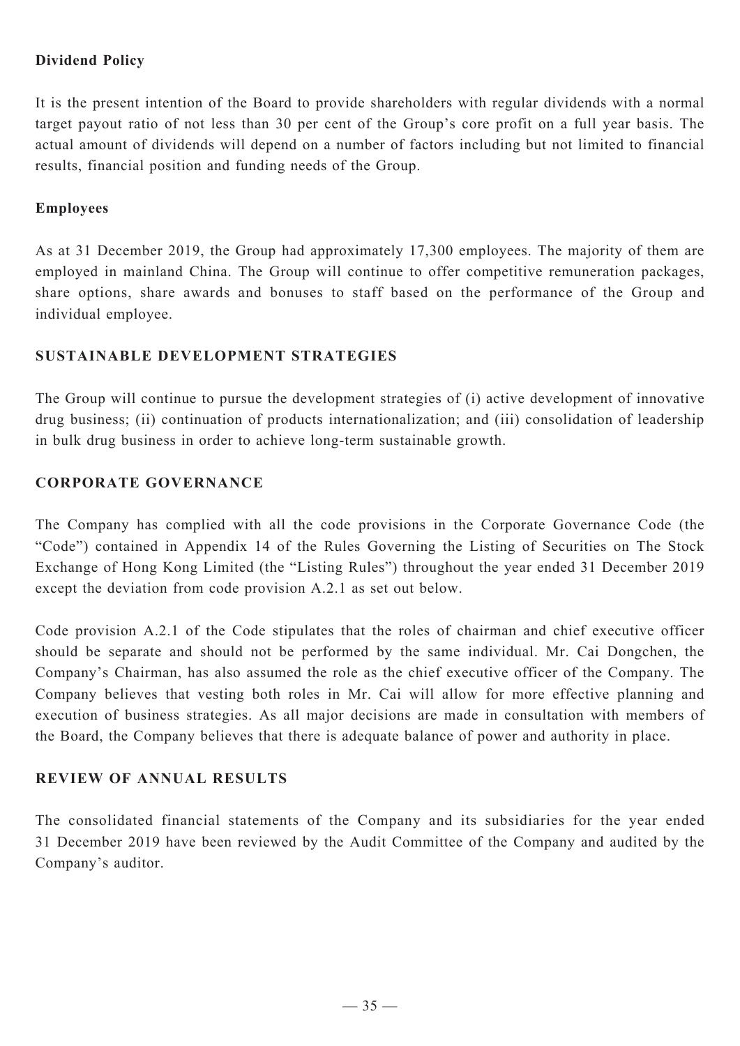**Dividend Policy**

It is the present intention of the Board to provide shareholders with regular dividends with a normal target payout ratio of not less than 30 per cent of the Group's core profit on a full year basis. The actual amount of dividends will depend on a number of factors including but not limited to financial results, financial position and funding needs of the Group.

**Employees**

As at 31 December 2019, the Group had approximately 17,300 employees. The majority of them are employed in mainland China. The Group will continue to offer competitive remuneration packages, share options, share awards and bonuses to staff based on the performance of the Group and individual employee.

## SUSTAINABLE DEVELOPMENT STRATEGIES

The Group will continue to pursue the development strategies of (i) active development of innovative drug business; (ii) continuation of products internationalization; and (iii) consolidation of leadership in bulk drug business in order to achieve long-term sustainable growth.

## CORPORATE GOVERNANCE

The Company has complied with all the code provisions in the Corporate Governance Code (the "Code") contained in Appendix 14 of the Rules Governing the Listing of Securities on The Stock Exchange of Hong Kong Limited (the "Listing Rules") throughout the year ended 31 December 2019 except the deviation from code provision A.2.1 as set out below.

Code provision A.2.1 of the Code stipulates that the roles of chairman and chief executive officer should be separate and should not be performed by the same individual. Mr. Cai Dongchen, the Company's Chairman, has also assumed the role as the chief executive officer of the Company. The Company believes that vesting both roles in Mr. Cai will allow for more effective planning and execution of business strategies. As all major decisions are made in consultation with members of the Board, the Company believes that there is adequate balance of power and authority in place.

## REVIEW OF ANNUAL RESULTS

The consolidated financial statements of the Company and its subsidiaries for the year ended 31 December 2019 have been reviewed by the Audit Committee of the Company and audited by the Company's auditor.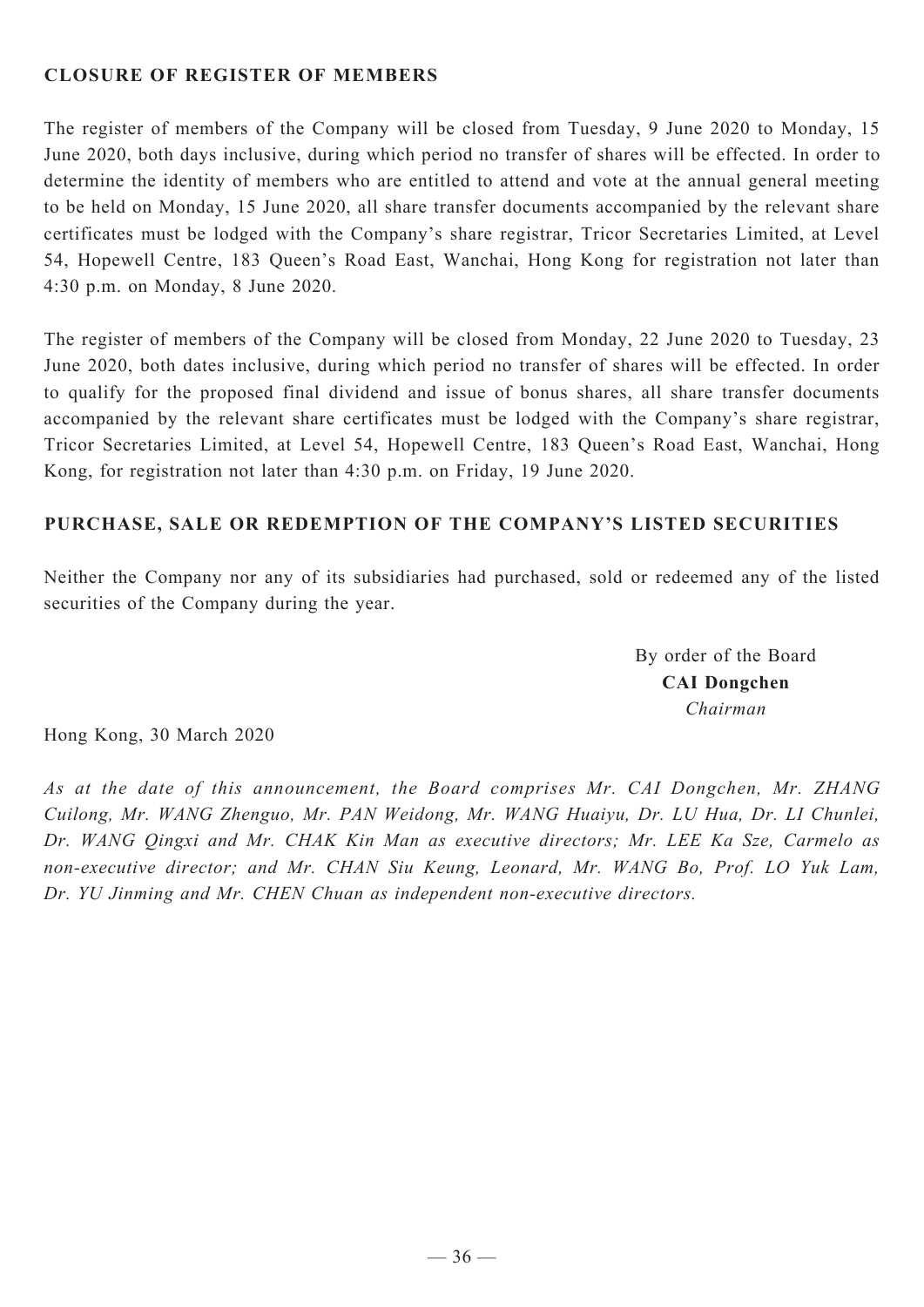## CLOSURE OF REGISTER OF MEMBERS

The register of members of the Company will be closed from Tuesday, 9 June 2020 to Monday, 15 June 2020, both days inclusive, during which period no transfer of shares will be effected. In order to determine the identity of members who are entitled to attend and vote at the annual general meeting to be held on Monday, 15 June 2020, all share transfer documents accompanied by the relevant share certificates must be lodged with the Company's share registrar, Tricor Secretaries Limited, at Level 54, Hopewell Centre, 183 Queen's Road East, Wanchai, Hong Kong for registration not later than 4:30 p.m. on Monday, 8 June 2020.

The register of members of the Company will be closed from Monday, 22 June 2020 to Tuesday, 23 June 2020, both dates inclusive, during which period no transfer of shares will be effected. In order to qualify for the proposed final dividend and issue of bonus shares, all share transfer documents accompanied by the relevant share certificates must be lodged with the Company's share registrar, Tricor Secretaries Limited, at Level 54, Hopewell Centre, 183 Queen's Road East, Wanchai, Hong Kong, for registration not later than 4:30 p.m. on Friday, 19 June 2020.

## PURCHASE, SALE OR REDEMPTION OF THE COMPANY'S LISTED SECURITIES

Neither the Company nor any of its subsidiaries had purchased, sold or redeemed any of the listed securities of the Company during the year.

By order of the Board
**CAI Dongchen**
*Chairman*

Hong Kong, 30 March 2020

*As at the date of this announcement, the Board comprises Mr. CAI Dongchen, Mr. ZHANG Cuilong, Mr. WANG Zhenguo, Mr. PAN Weidong, Mr. WANG Huaiyu, Dr. LU Hua, Dr. LI Chunlei, Dr. WANG Qingxi and Mr. CHAK Kin Man as executive directors; Mr. LEE Ka Sze, Carmelo as non-executive director; and Mr. CHAN Siu Keung, Leonard, Mr. WANG Bo, Prof. LO Yuk Lam, Dr. YU Jinming and Mr. CHEN Chuan as independent non-executive directors.*